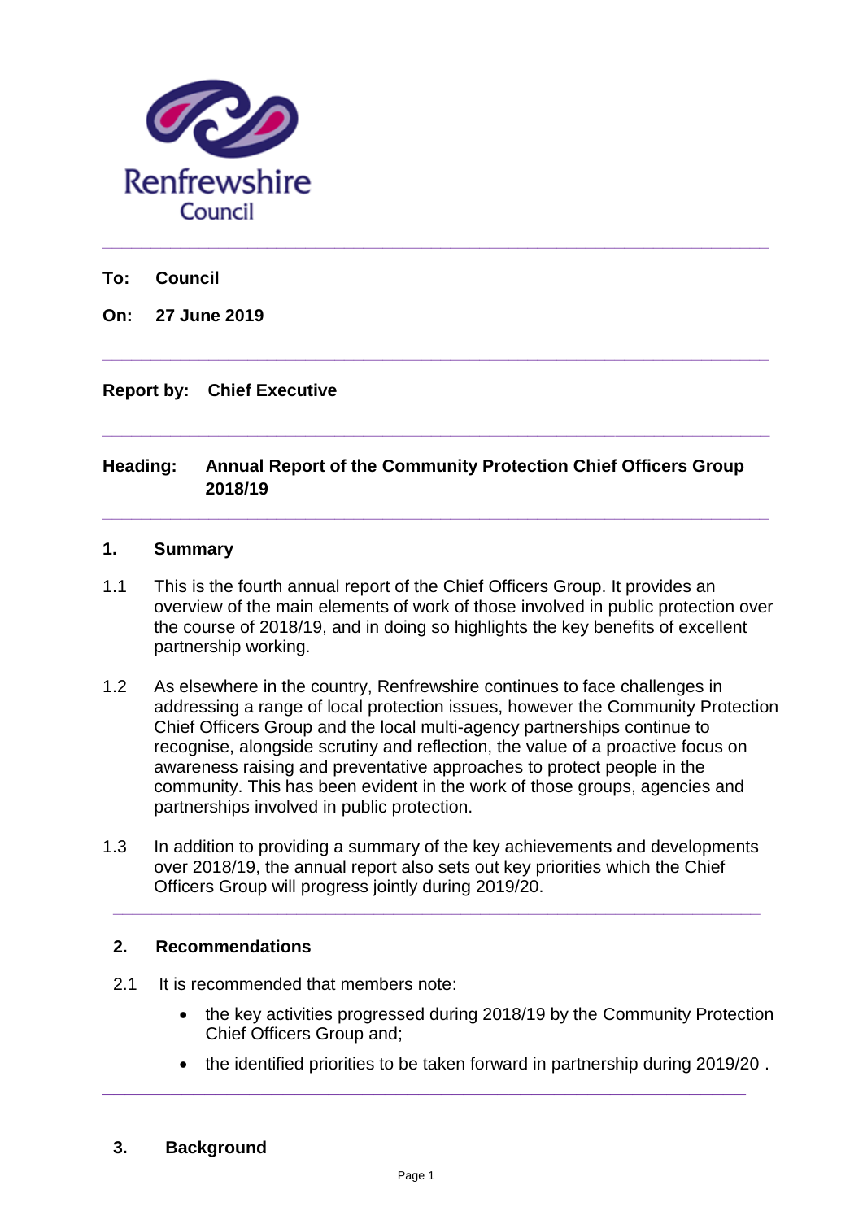Renfrewshire Council

---

**To:** **Council**

**On:** **27 June 2019**

---

**Report by:** **Chief Executive**

---

**Heading:** **Annual Report of the Community Protection Chief Officers Group 2018/19**

---

## 1. Summary

1.1 This is the fourth annual report of the Chief Officers Group. It provides an overview of the main elements of work of those involved in public protection over the course of 2018/19, and in doing so highlights the key benefits of excellent partnership working.

1.2 As elsewhere in the country, Renfrewshire continues to face challenges in addressing a range of local protection issues, however the Community Protection Chief Officers Group and the local multi-agency partnerships continue to recognise, alongside scrutiny and reflection, the value of a proactive focus on awareness raising and preventative approaches to protect people in the community. This has been evident in the work of those groups, agencies and partnerships involved in public protection.

1.3 In addition to providing a summary of the key achievements and developments over 2018/19, the annual report also sets out key priorities which the Chief Officers Group will progress jointly during 2019/20.

---

## 2. Recommendations

2.1 It is recommended that members note:

- the key activities progressed during 2018/19 by the Community Protection Chief Officers Group and;
- the identified priorities to be taken forward in partnership during 2019/20 .

---

## 3. Background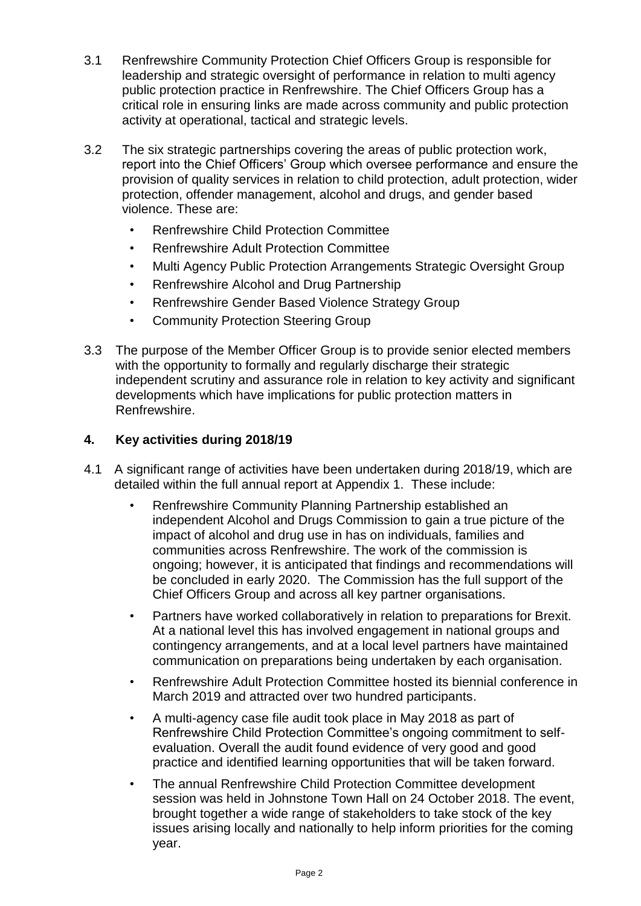3.1 Renfrewshire Community Protection Chief Officers Group is responsible for leadership and strategic oversight of performance in relation to multi agency public protection practice in Renfrewshire. The Chief Officers Group has a critical role in ensuring links are made across community and public protection activity at operational, tactical and strategic levels.

3.2 The six strategic partnerships covering the areas of public protection work, report into the Chief Officers' Group which oversee performance and ensure the provision of quality services in relation to child protection, adult protection, wider protection, offender management, alcohol and drugs, and gender based violence. These are:

- Renfrewshire Child Protection Committee
- Renfrewshire Adult Protection Committee
- Multi Agency Public Protection Arrangements Strategic Oversight Group
- Renfrewshire Alcohol and Drug Partnership
- Renfrewshire Gender Based Violence Strategy Group
- Community Protection Steering Group

3.3 The purpose of the Member Officer Group is to provide senior elected members with the opportunity to formally and regularly discharge their strategic independent scrutiny and assurance role in relation to key activity and significant developments which have implications for public protection matters in Renfrewshire.

## 4. Key activities during 2018/19

4.1 A significant range of activities have been undertaken during 2018/19, which are detailed within the full annual report at Appendix 1. These include:

- Renfrewshire Community Planning Partnership established an independent Alcohol and Drugs Commission to gain a true picture of the impact of alcohol and drug use in has on individuals, families and communities across Renfrewshire. The work of the commission is ongoing; however, it is anticipated that findings and recommendations will be concluded in early 2020. The Commission has the full support of the Chief Officers Group and across all key partner organisations.
- Partners have worked collaboratively in relation to preparations for Brexit. At a national level this has involved engagement in national groups and contingency arrangements, and at a local level partners have maintained communication on preparations being undertaken by each organisation.
- Renfrewshire Adult Protection Committee hosted its biennial conference in March 2019 and attracted over two hundred participants.
- A multi-agency case file audit took place in May 2018 as part of Renfrewshire Child Protection Committee's ongoing commitment to self-evaluation. Overall the audit found evidence of very good and good practice and identified learning opportunities that will be taken forward.
- The annual Renfrewshire Child Protection Committee development session was held in Johnstone Town Hall on 24 October 2018. The event, brought together a wide range of stakeholders to take stock of the key issues arising locally and nationally to help inform priorities for the coming year.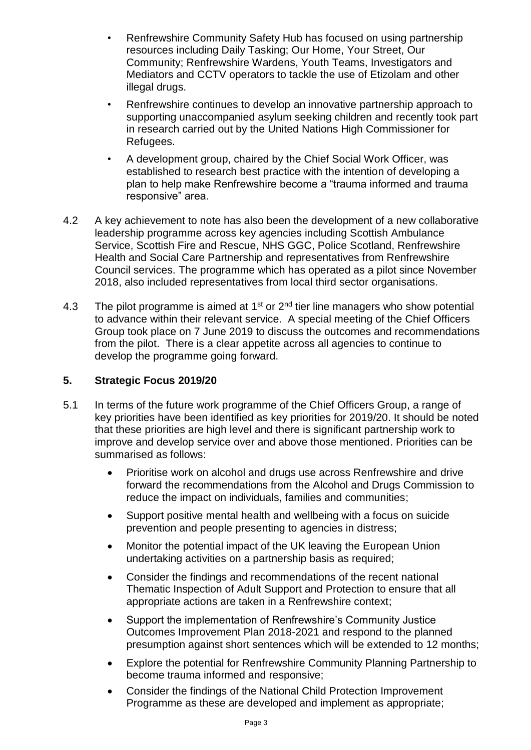- Renfrewshire Community Safety Hub has focused on using partnership resources including Daily Tasking; Our Home, Your Street, Our Community; Renfrewshire Wardens, Youth Teams, Investigators and Mediators and CCTV operators to tackle the use of Etizolam and other illegal drugs.
- Renfrewshire continues to develop an innovative partnership approach to supporting unaccompanied asylum seeking children and recently took part in research carried out by the United Nations High Commissioner for Refugees.
- A development group, chaired by the Chief Social Work Officer, was established to research best practice with the intention of developing a plan to help make Renfrewshire become a "trauma informed and trauma responsive" area.

4.2 A key achievement to note has also been the development of a new collaborative leadership programme across key agencies including Scottish Ambulance Service, Scottish Fire and Rescue, NHS GGC, Police Scotland, Renfrewshire Health and Social Care Partnership and representatives from Renfrewshire Council services. The programme which has operated as a pilot since November 2018, also included representatives from local third sector organisations.

4.3 The pilot programme is aimed at 1st or 2nd tier line managers who show potential to advance within their relevant service. A special meeting of the Chief Officers Group took place on 7 June 2019 to discuss the outcomes and recommendations from the pilot. There is a clear appetite across all agencies to continue to develop the programme going forward.

## 5. Strategic Focus 2019/20

5.1 In terms of the future work programme of the Chief Officers Group, a range of key priorities have been identified as key priorities for 2019/20. It should be noted that these priorities are high level and there is significant partnership work to improve and develop service over and above those mentioned. Priorities can be summarised as follows:

- Prioritise work on alcohol and drugs use across Renfrewshire and drive forward the recommendations from the Alcohol and Drugs Commission to reduce the impact on individuals, families and communities;
- Support positive mental health and wellbeing with a focus on suicide prevention and people presenting to agencies in distress;
- Monitor the potential impact of the UK leaving the European Union undertaking activities on a partnership basis as required;
- Consider the findings and recommendations of the recent national Thematic Inspection of Adult Support and Protection to ensure that all appropriate actions are taken in a Renfrewshire context;
- Support the implementation of Renfrewshire's Community Justice Outcomes Improvement Plan 2018-2021 and respond to the planned presumption against short sentences which will be extended to 12 months;
- Explore the potential for Renfrewshire Community Planning Partnership to become trauma informed and responsive;
- Consider the findings of the National Child Protection Improvement Programme as these are developed and implement as appropriate;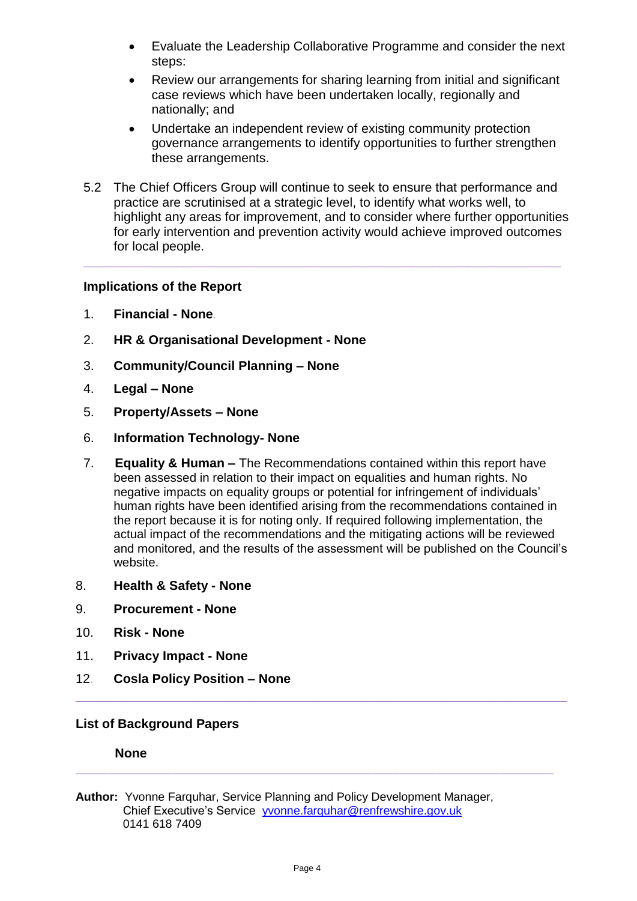- Evaluate the Leadership Collaborative Programme and consider the next steps:
- Review our arrangements for sharing learning from initial and significant case reviews which have been undertaken locally, regionally and nationally; and
- Undertake an independent review of existing community protection governance arrangements to identify opportunities to further strengthen these arrangements.

5.2 The Chief Officers Group will continue to seek to ensure that performance and practice are scrutinised at a strategic level, to identify what works well, to highlight any areas for improvement, and to consider where further opportunities for early intervention and prevention activity would achieve improved outcomes for local people.

---

**Implications of the Report**

1. **Financial - None**.
2. **HR & Organisational Development - None**
3. **Community/Council Planning – None**
4. **Legal – None**
5. **Property/Assets – None**
6. **Information Technology- None**
7. **Equality & Human –** The Recommendations contained within this report have been assessed in relation to their impact on equalities and human rights. No negative impacts on equality groups or potential for infringement of individuals' human rights have been identified arising from the recommendations contained in the report because it is for noting only. If required following implementation, the actual impact of the recommendations and the mitigating actions will be reviewed and monitored, and the results of the assessment will be published on the Council's website.
8. **Health & Safety - None**
9. **Procurement - None**
10. **Risk - None**
11. **Privacy Impact - None**
12. **Cosla Policy Position – None**

---

**List of Background Papers**

**None**

---

**Author:** Yvonne Farquhar, Service Planning and Policy Development Manager, Chief Executive's Service yvonne.farquhar@renfrewshire.gov.uk 0141 618 7409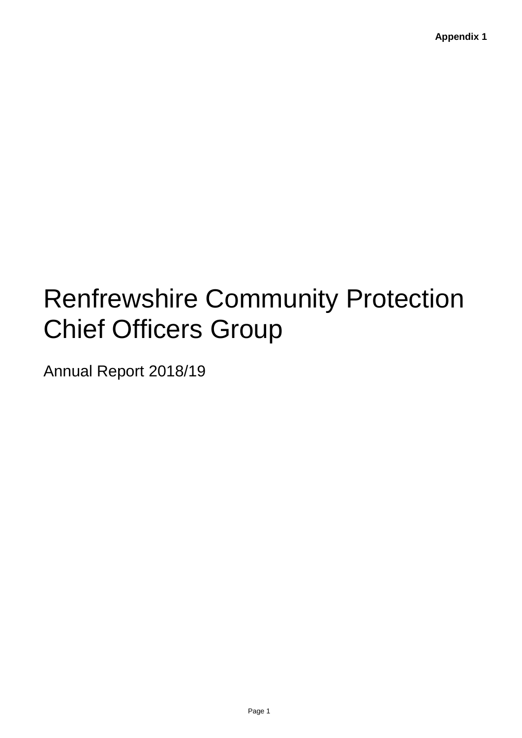**Appendix 1**

# Renfrewshire Community Protection Chief Officers Group

Annual Report 2018/19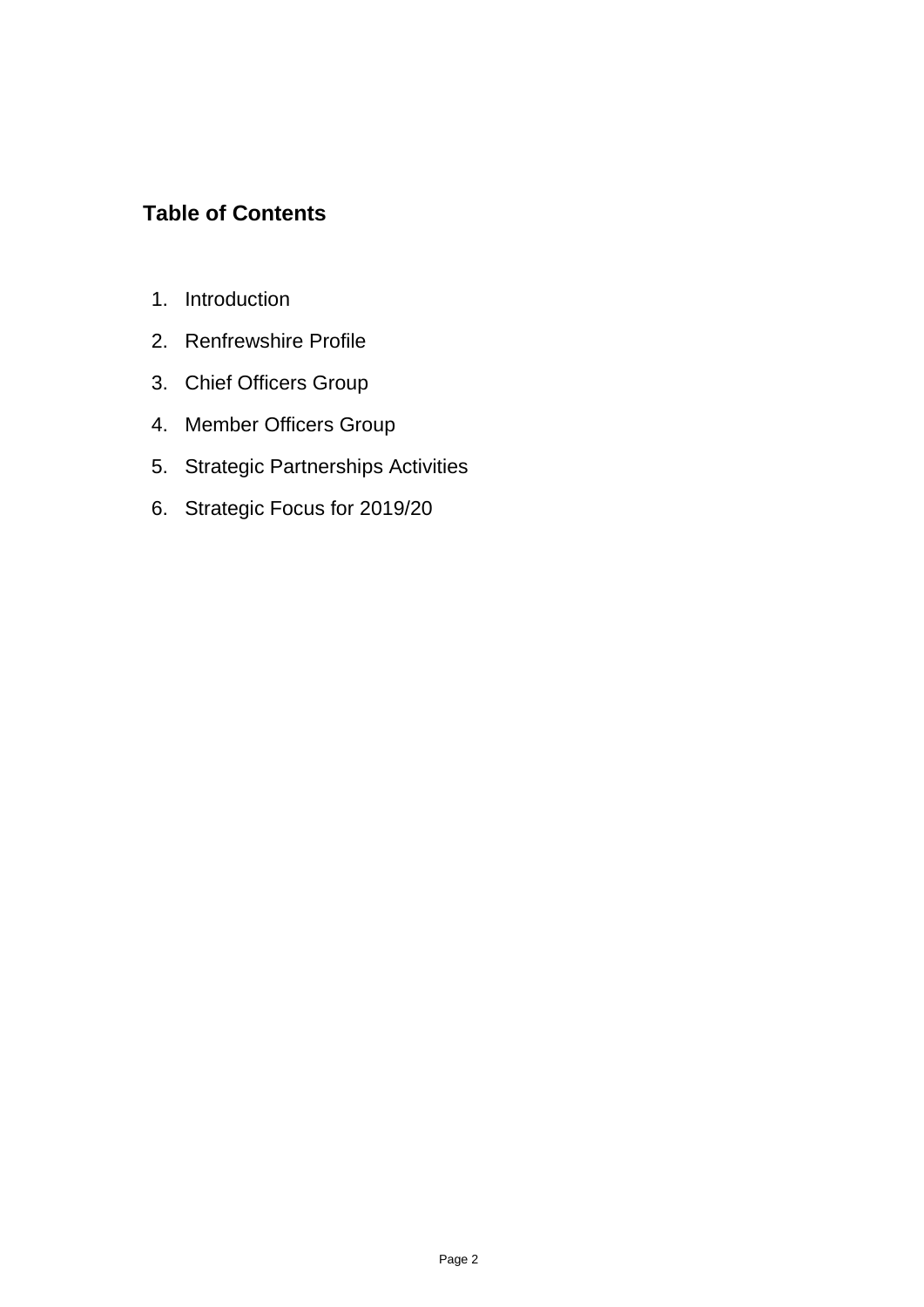## Table of Contents

1. Introduction
2. Renfrewshire Profile
3. Chief Officers Group
4. Member Officers Group
5. Strategic Partnerships Activities
6. Strategic Focus for 2019/20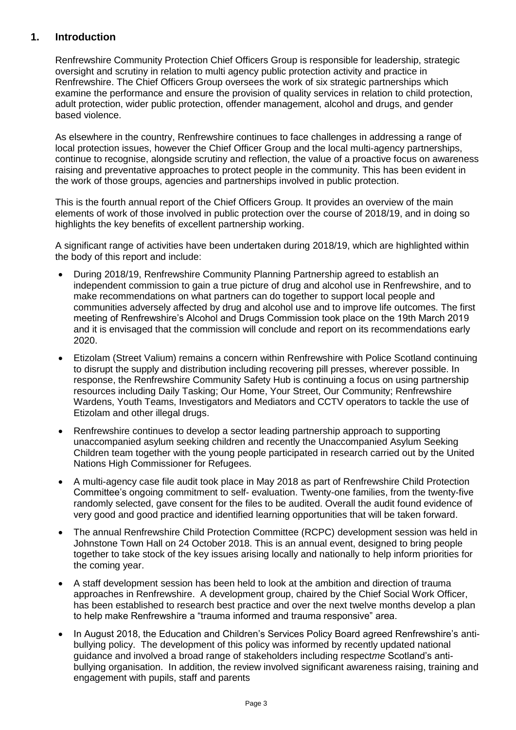## 1. Introduction

Renfrewshire Community Protection Chief Officers Group is responsible for leadership, strategic oversight and scrutiny in relation to multi agency public protection activity and practice in Renfrewshire. The Chief Officers Group oversees the work of six strategic partnerships which examine the performance and ensure the provision of quality services in relation to child protection, adult protection, wider public protection, offender management, alcohol and drugs, and gender based violence.

As elsewhere in the country, Renfrewshire continues to face challenges in addressing a range of local protection issues, however the Chief Officer Group and the local multi-agency partnerships, continue to recognise, alongside scrutiny and reflection, the value of a proactive focus on awareness raising and preventative approaches to protect people in the community. This has been evident in the work of those groups, agencies and partnerships involved in public protection.

This is the fourth annual report of the Chief Officers Group. It provides an overview of the main elements of work of those involved in public protection over the course of 2018/19, and in doing so highlights the key benefits of excellent partnership working.

A significant range of activities have been undertaken during 2018/19, which are highlighted within the body of this report and include:

- During 2018/19, Renfrewshire Community Planning Partnership agreed to establish an independent commission to gain a true picture of drug and alcohol use in Renfrewshire, and to make recommendations on what partners can do together to support local people and communities adversely affected by drug and alcohol use and to improve life outcomes. The first meeting of Renfrewshire's Alcohol and Drugs Commission took place on the 19th March 2019 and it is envisaged that the commission will conclude and report on its recommendations early 2020.
- Etizolam (Street Valium) remains a concern within Renfrewshire with Police Scotland continuing to disrupt the supply and distribution including recovering pill presses, wherever possible. In response, the Renfrewshire Community Safety Hub is continuing a focus on using partnership resources including Daily Tasking; Our Home, Your Street, Our Community; Renfrewshire Wardens, Youth Teams, Investigators and Mediators and CCTV operators to tackle the use of Etizolam and other illegal drugs.
- Renfrewshire continues to develop a sector leading partnership approach to supporting unaccompanied asylum seeking children and recently the Unaccompanied Asylum Seeking Children team together with the young people participated in research carried out by the United Nations High Commissioner for Refugees.
- A multi-agency case file audit took place in May 2018 as part of Renfrewshire Child Protection Committee's ongoing commitment to self- evaluation. Twenty-one families, from the twenty-five randomly selected, gave consent for the files to be audited. Overall the audit found evidence of very good and good practice and identified learning opportunities that will be taken forward.
- The annual Renfrewshire Child Protection Committee (RCPC) development session was held in Johnstone Town Hall on 24 October 2018. This is an annual event, designed to bring people together to take stock of the key issues arising locally and nationally to help inform priorities for the coming year.
- A staff development session has been held to look at the ambition and direction of trauma approaches in Renfrewshire. A development group, chaired by the Chief Social Work Officer, has been established to research best practice and over the next twelve months develop a plan to help make Renfrewshire a "trauma informed and trauma responsive" area.
- In August 2018, the Education and Children's Services Policy Board agreed Renfrewshire's anti-bullying policy. The development of this policy was informed by recently updated national guidance and involved a broad range of stakeholders including respect*me* Scotland's anti-bullying organisation. In addition, the review involved significant awareness raising, training and engagement with pupils, staff and parents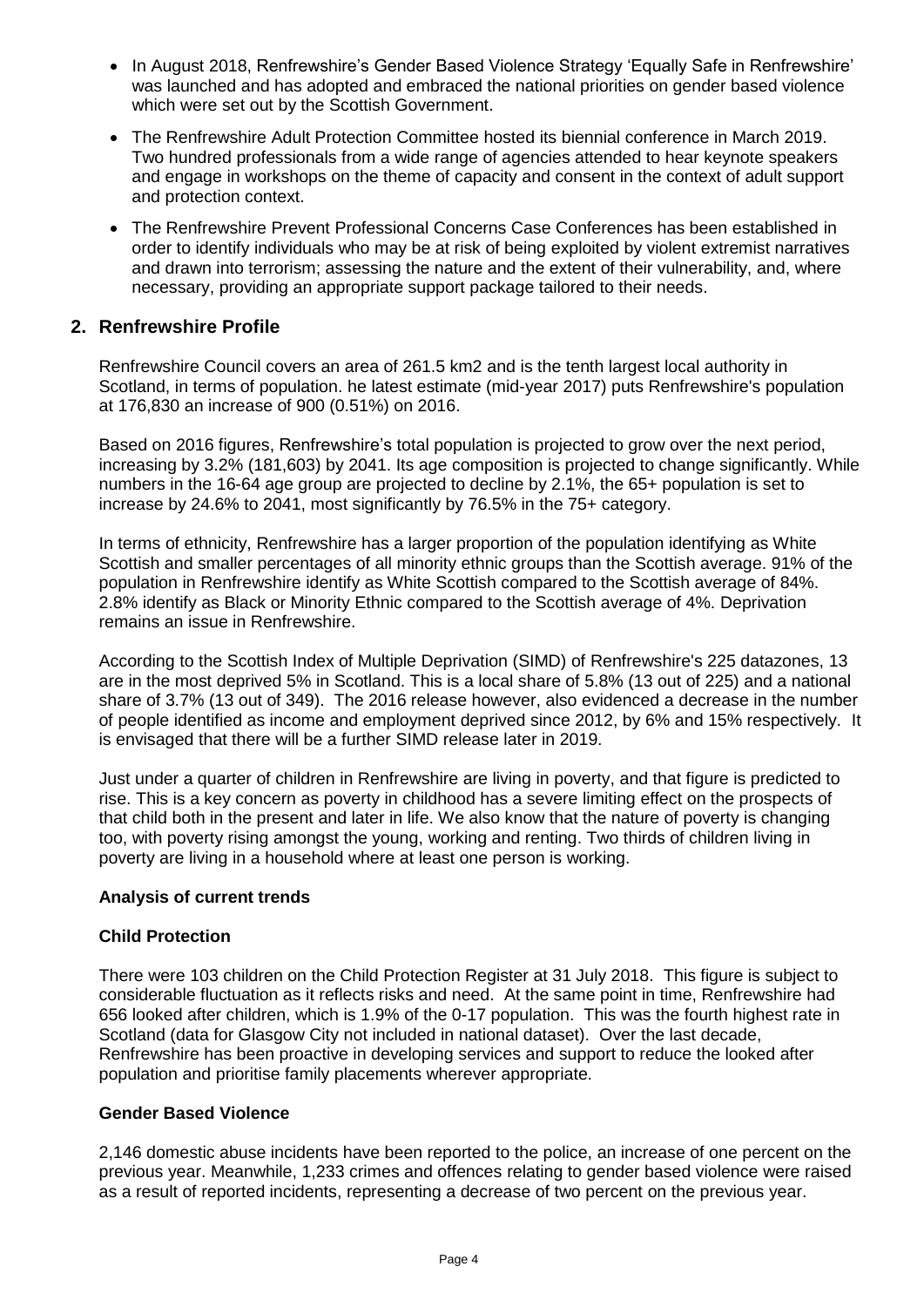- In August 2018, Renfrewshire's Gender Based Violence Strategy 'Equally Safe in Renfrewshire' was launched and has adopted and embraced the national priorities on gender based violence which were set out by the Scottish Government.
- The Renfrewshire Adult Protection Committee hosted its biennial conference in March 2019. Two hundred professionals from a wide range of agencies attended to hear keynote speakers and engage in workshops on the theme of capacity and consent in the context of adult support and protection context.
- The Renfrewshire Prevent Professional Concerns Case Conferences has been established in order to identify individuals who may be at risk of being exploited by violent extremist narratives and drawn into terrorism; assessing the nature and the extent of their vulnerability, and, where necessary, providing an appropriate support package tailored to their needs.

## 2. Renfrewshire Profile

Renfrewshire Council covers an area of 261.5 km2 and is the tenth largest local authority in Scotland, in terms of population. he latest estimate (mid-year 2017) puts Renfrewshire's population at 176,830 an increase of 900 (0.51%) on 2016.

Based on 2016 figures, Renfrewshire's total population is projected to grow over the next period, increasing by 3.2% (181,603) by 2041. Its age composition is projected to change significantly. While numbers in the 16-64 age group are projected to decline by 2.1%, the 65+ population is set to increase by 24.6% to 2041, most significantly by 76.5% in the 75+ category.

In terms of ethnicity, Renfrewshire has a larger proportion of the population identifying as White Scottish and smaller percentages of all minority ethnic groups than the Scottish average. 91% of the population in Renfrewshire identify as White Scottish compared to the Scottish average of 84%. 2.8% identify as Black or Minority Ethnic compared to the Scottish average of 4%. Deprivation remains an issue in Renfrewshire.

According to the Scottish Index of Multiple Deprivation (SIMD) of Renfrewshire's 225 datazones, 13 are in the most deprived 5% in Scotland. This is a local share of 5.8% (13 out of 225) and a national share of 3.7% (13 out of 349). The 2016 release however, also evidenced a decrease in the number of people identified as income and employment deprived since 2012, by 6% and 15% respectively. It is envisaged that there will be a further SIMD release later in 2019.

Just under a quarter of children in Renfrewshire are living in poverty, and that figure is predicted to rise. This is a key concern as poverty in childhood has a severe limiting effect on the prospects of that child both in the present and later in life. We also know that the nature of poverty is changing too, with poverty rising amongst the young, working and renting. Two thirds of children living in poverty are living in a household where at least one person is working.

**Analysis of current trends**

**Child Protection**

There were 103 children on the Child Protection Register at 31 July 2018. This figure is subject to considerable fluctuation as it reflects risks and need. At the same point in time, Renfrewshire had 656 looked after children, which is 1.9% of the 0-17 population. This was the fourth highest rate in Scotland (data for Glasgow City not included in national dataset). Over the last decade, Renfrewshire has been proactive in developing services and support to reduce the looked after population and prioritise family placements wherever appropriate.

**Gender Based Violence**

2,146 domestic abuse incidents have been reported to the police, an increase of one percent on the previous year. Meanwhile, 1,233 crimes and offences relating to gender based violence were raised as a result of reported incidents, representing a decrease of two percent on the previous year.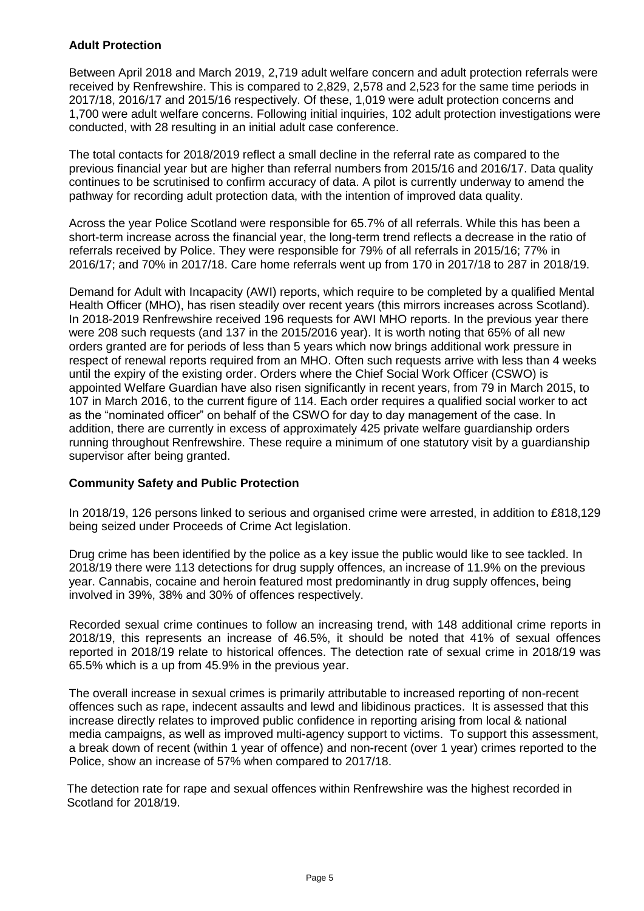## Adult Protection

Between April 2018 and March 2019, 2,719 adult welfare concern and adult protection referrals were received by Renfrewshire. This is compared to 2,829, 2,578 and 2,523 for the same time periods in 2017/18, 2016/17 and 2015/16 respectively. Of these, 1,019 were adult protection concerns and 1,700 were adult welfare concerns. Following initial inquiries, 102 adult protection investigations were conducted, with 28 resulting in an initial adult case conference.

The total contacts for 2018/2019 reflect a small decline in the referral rate as compared to the previous financial year but are higher than referral numbers from 2015/16 and 2016/17. Data quality continues to be scrutinised to confirm accuracy of data. A pilot is currently underway to amend the pathway for recording adult protection data, with the intention of improved data quality.

Across the year Police Scotland were responsible for 65.7% of all referrals. While this has been a short-term increase across the financial year, the long-term trend reflects a decrease in the ratio of referrals received by Police. They were responsible for 79% of all referrals in 2015/16; 77% in 2016/17; and 70% in 2017/18. Care home referrals went up from 170 in 2017/18 to 287 in 2018/19.

Demand for Adult with Incapacity (AWI) reports, which require to be completed by a qualified Mental Health Officer (MHO), has risen steadily over recent years (this mirrors increases across Scotland). In 2018-2019 Renfrewshire received 196 requests for AWI MHO reports. In the previous year there were 208 such requests (and 137 in the 2015/2016 year). It is worth noting that 65% of all new orders granted are for periods of less than 5 years which now brings additional work pressure in respect of renewal reports required from an MHO. Often such requests arrive with less than 4 weeks until the expiry of the existing order. Orders where the Chief Social Work Officer (CSWO) is appointed Welfare Guardian have also risen significantly in recent years, from 79 in March 2015, to 107 in March 2016, to the current figure of 114. Each order requires a qualified social worker to act as the "nominated officer" on behalf of the CSWO for day to day management of the case. In addition, there are currently in excess of approximately 425 private welfare guardianship orders running throughout Renfrewshire. These require a minimum of one statutory visit by a guardianship supervisor after being granted.

## Community Safety and Public Protection

In 2018/19, 126 persons linked to serious and organised crime were arrested, in addition to £818,129 being seized under Proceeds of Crime Act legislation.

Drug crime has been identified by the police as a key issue the public would like to see tackled. In 2018/19 there were 113 detections for drug supply offences, an increase of 11.9% on the previous year. Cannabis, cocaine and heroin featured most predominantly in drug supply offences, being involved in 39%, 38% and 30% of offences respectively.

Recorded sexual crime continues to follow an increasing trend, with 148 additional crime reports in 2018/19, this represents an increase of 46.5%, it should be noted that 41% of sexual offences reported in 2018/19 relate to historical offences. The detection rate of sexual crime in 2018/19 was 65.5% which is a up from 45.9% in the previous year.

The overall increase in sexual crimes is primarily attributable to increased reporting of non-recent offences such as rape, indecent assaults and lewd and libidinous practices. It is assessed that this increase directly relates to improved public confidence in reporting arising from local & national media campaigns, as well as improved multi-agency support to victims. To support this assessment, a break down of recent (within 1 year of offence) and non-recent (over 1 year) crimes reported to the Police, show an increase of 57% when compared to 2017/18.

The detection rate for rape and sexual offences within Renfrewshire was the highest recorded in Scotland for 2018/19.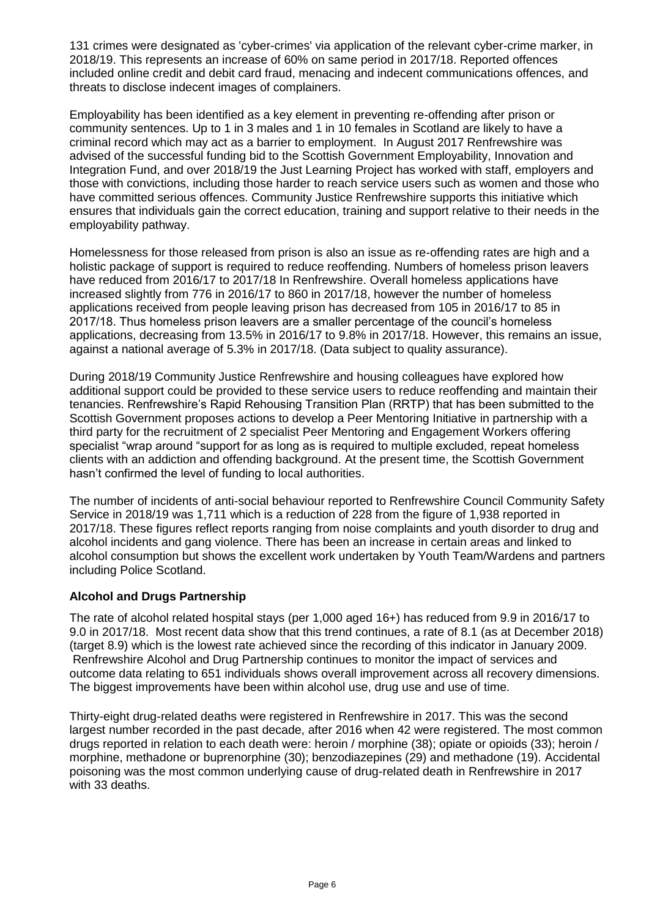131 crimes were designated as 'cyber-crimes' via application of the relevant cyber-crime marker, in 2018/19. This represents an increase of 60% on same period in 2017/18. Reported offences included online credit and debit card fraud, menacing and indecent communications offences, and threats to disclose indecent images of complainers.

Employability has been identified as a key element in preventing re-offending after prison or community sentences. Up to 1 in 3 males and 1 in 10 females in Scotland are likely to have a criminal record which may act as a barrier to employment. In August 2017 Renfrewshire was advised of the successful funding bid to the Scottish Government Employability, Innovation and Integration Fund, and over 2018/19 the Just Learning Project has worked with staff, employers and those with convictions, including those harder to reach service users such as women and those who have committed serious offences. Community Justice Renfrewshire supports this initiative which ensures that individuals gain the correct education, training and support relative to their needs in the employability pathway.

Homelessness for those released from prison is also an issue as re-offending rates are high and a holistic package of support is required to reduce reoffending. Numbers of homeless prison leavers have reduced from 2016/17 to 2017/18 In Renfrewshire. Overall homeless applications have increased slightly from 776 in 2016/17 to 860 in 2017/18, however the number of homeless applications received from people leaving prison has decreased from 105 in 2016/17 to 85 in 2017/18. Thus homeless prison leavers are a smaller percentage of the council's homeless applications, decreasing from 13.5% in 2016/17 to 9.8% in 2017/18. However, this remains an issue, against a national average of 5.3% in 2017/18. (Data subject to quality assurance).

During 2018/19 Community Justice Renfrewshire and housing colleagues have explored how additional support could be provided to these service users to reduce reoffending and maintain their tenancies. Renfrewshire's Rapid Rehousing Transition Plan (RRTP) that has been submitted to the Scottish Government proposes actions to develop a Peer Mentoring Initiative in partnership with a third party for the recruitment of 2 specialist Peer Mentoring and Engagement Workers offering specialist "wrap around "support for as long as is required to multiple excluded, repeat homeless clients with an addiction and offending background. At the present time, the Scottish Government hasn't confirmed the level of funding to local authorities.

The number of incidents of anti-social behaviour reported to Renfrewshire Council Community Safety Service in 2018/19 was 1,711 which is a reduction of 228 from the figure of 1,938 reported in 2017/18. These figures reflect reports ranging from noise complaints and youth disorder to drug and alcohol incidents and gang violence. There has been an increase in certain areas and linked to alcohol consumption but shows the excellent work undertaken by Youth Team/Wardens and partners including Police Scotland.

**Alcohol and Drugs Partnership**

The rate of alcohol related hospital stays (per 1,000 aged 16+) has reduced from 9.9 in 2016/17 to 9.0 in 2017/18. Most recent data show that this trend continues, a rate of 8.1 (as at December 2018) (target 8.9) which is the lowest rate achieved since the recording of this indicator in January 2009. Renfrewshire Alcohol and Drug Partnership continues to monitor the impact of services and outcome data relating to 651 individuals shows overall improvement across all recovery dimensions. The biggest improvements have been within alcohol use, drug use and use of time.

Thirty-eight drug-related deaths were registered in Renfrewshire in 2017. This was the second largest number recorded in the past decade, after 2016 when 42 were registered. The most common drugs reported in relation to each death were: heroin / morphine (38); opiate or opioids (33); heroin / morphine, methadone or buprenorphine (30); benzodiazepines (29) and methadone (19). Accidental poisoning was the most common underlying cause of drug-related death in Renfrewshire in 2017 with 33 deaths.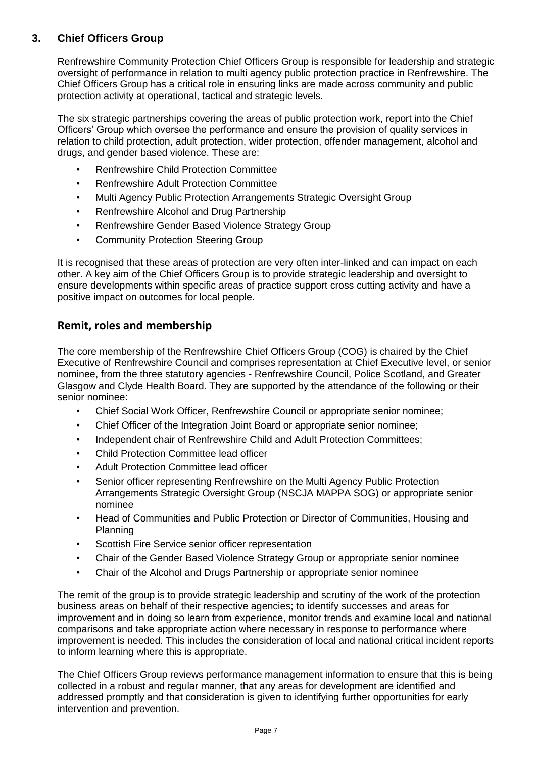## 3. Chief Officers Group

Renfrewshire Community Protection Chief Officers Group is responsible for leadership and strategic oversight of performance in relation to multi agency public protection practice in Renfrewshire. The Chief Officers Group has a critical role in ensuring links are made across community and public protection activity at operational, tactical and strategic levels.

The six strategic partnerships covering the areas of public protection work, report into the Chief Officers' Group which oversee the performance and ensure the provision of quality services in relation to child protection, adult protection, wider protection, offender management, alcohol and drugs, and gender based violence. These are:

- Renfrewshire Child Protection Committee
- Renfrewshire Adult Protection Committee
- Multi Agency Public Protection Arrangements Strategic Oversight Group
- Renfrewshire Alcohol and Drug Partnership
- Renfrewshire Gender Based Violence Strategy Group
- Community Protection Steering Group

It is recognised that these areas of protection are very often inter-linked and can impact on each other. A key aim of the Chief Officers Group is to provide strategic leadership and oversight to ensure developments within specific areas of practice support cross cutting activity and have a positive impact on outcomes for local people.

### Remit, roles and membership

The core membership of the Renfrewshire Chief Officers Group (COG) is chaired by the Chief Executive of Renfrewshire Council and comprises representation at Chief Executive level, or senior nominee, from the three statutory agencies - Renfrewshire Council, Police Scotland, and Greater Glasgow and Clyde Health Board. They are supported by the attendance of the following or their senior nominee:

- Chief Social Work Officer, Renfrewshire Council or appropriate senior nominee;
- Chief Officer of the Integration Joint Board or appropriate senior nominee;
- Independent chair of Renfrewshire Child and Adult Protection Committees;
- Child Protection Committee lead officer
- Adult Protection Committee lead officer
- Senior officer representing Renfrewshire on the Multi Agency Public Protection Arrangements Strategic Oversight Group (NSCJA MAPPA SOG) or appropriate senior nominee
- Head of Communities and Public Protection or Director of Communities, Housing and Planning
- Scottish Fire Service senior officer representation
- Chair of the Gender Based Violence Strategy Group or appropriate senior nominee
- Chair of the Alcohol and Drugs Partnership or appropriate senior nominee

The remit of the group is to provide strategic leadership and scrutiny of the work of the protection business areas on behalf of their respective agencies; to identify successes and areas for improvement and in doing so learn from experience, monitor trends and examine local and national comparisons and take appropriate action where necessary in response to performance where improvement is needed. This includes the consideration of local and national critical incident reports to inform learning where this is appropriate.

The Chief Officers Group reviews performance management information to ensure that this is being collected in a robust and regular manner, that any areas for development are identified and addressed promptly and that consideration is given to identifying further opportunities for early intervention and prevention.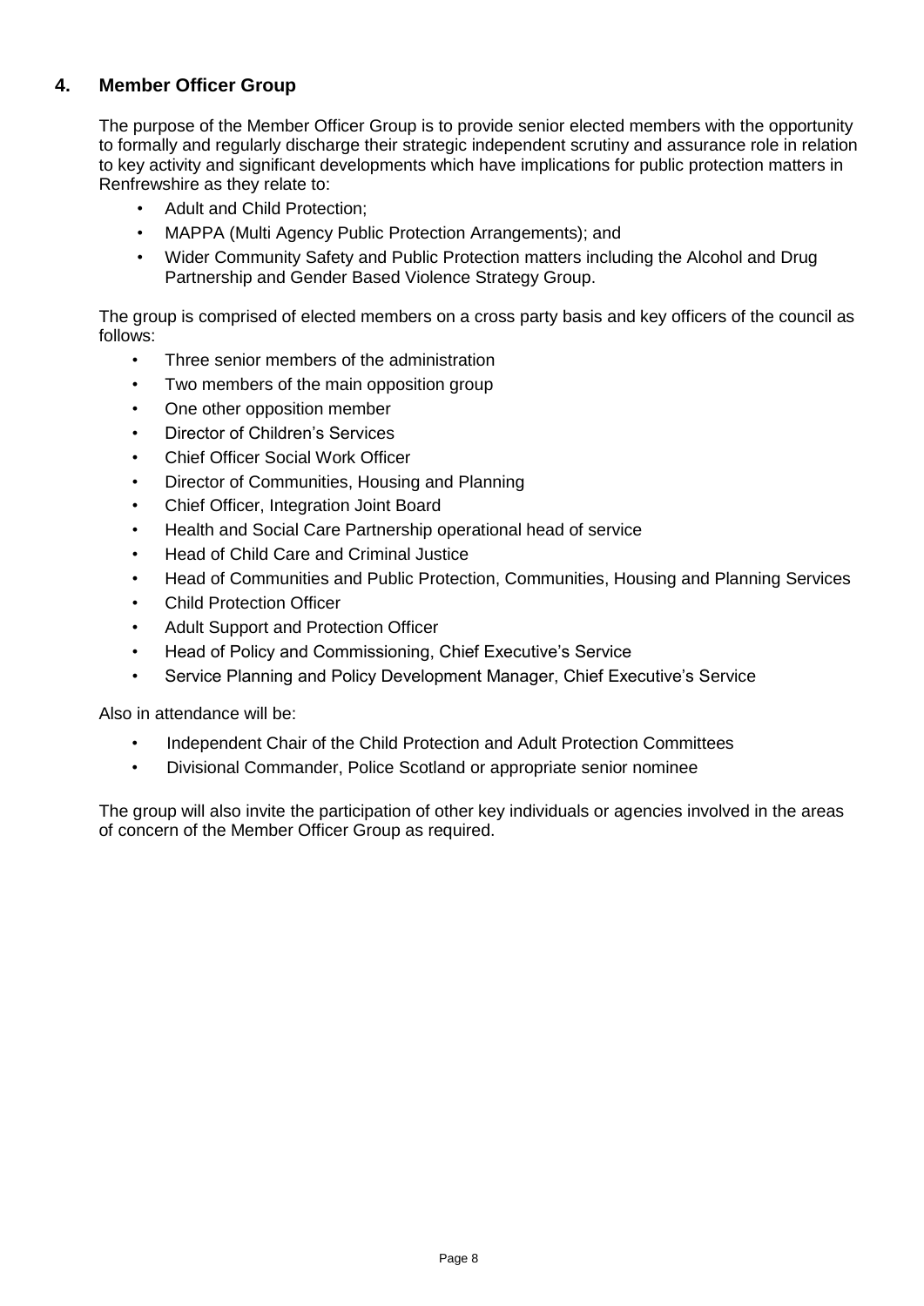## 4. Member Officer Group

The purpose of the Member Officer Group is to provide senior elected members with the opportunity to formally and regularly discharge their strategic independent scrutiny and assurance role in relation to key activity and significant developments which have implications for public protection matters in Renfrewshire as they relate to:

- Adult and Child Protection;
- MAPPA (Multi Agency Public Protection Arrangements); and
- Wider Community Safety and Public Protection matters including the Alcohol and Drug Partnership and Gender Based Violence Strategy Group.

The group is comprised of elected members on a cross party basis and key officers of the council as follows:

- Three senior members of the administration
- Two members of the main opposition group
- One other opposition member
- Director of Children's Services
- Chief Officer Social Work Officer
- Director of Communities, Housing and Planning
- Chief Officer, Integration Joint Board
- Health and Social Care Partnership operational head of service
- Head of Child Care and Criminal Justice
- Head of Communities and Public Protection, Communities, Housing and Planning Services
- Child Protection Officer
- Adult Support and Protection Officer
- Head of Policy and Commissioning, Chief Executive's Service
- Service Planning and Policy Development Manager, Chief Executive's Service

Also in attendance will be:

- Independent Chair of the Child Protection and Adult Protection Committees
- Divisional Commander, Police Scotland or appropriate senior nominee

The group will also invite the participation of other key individuals or agencies involved in the areas of concern of the Member Officer Group as required.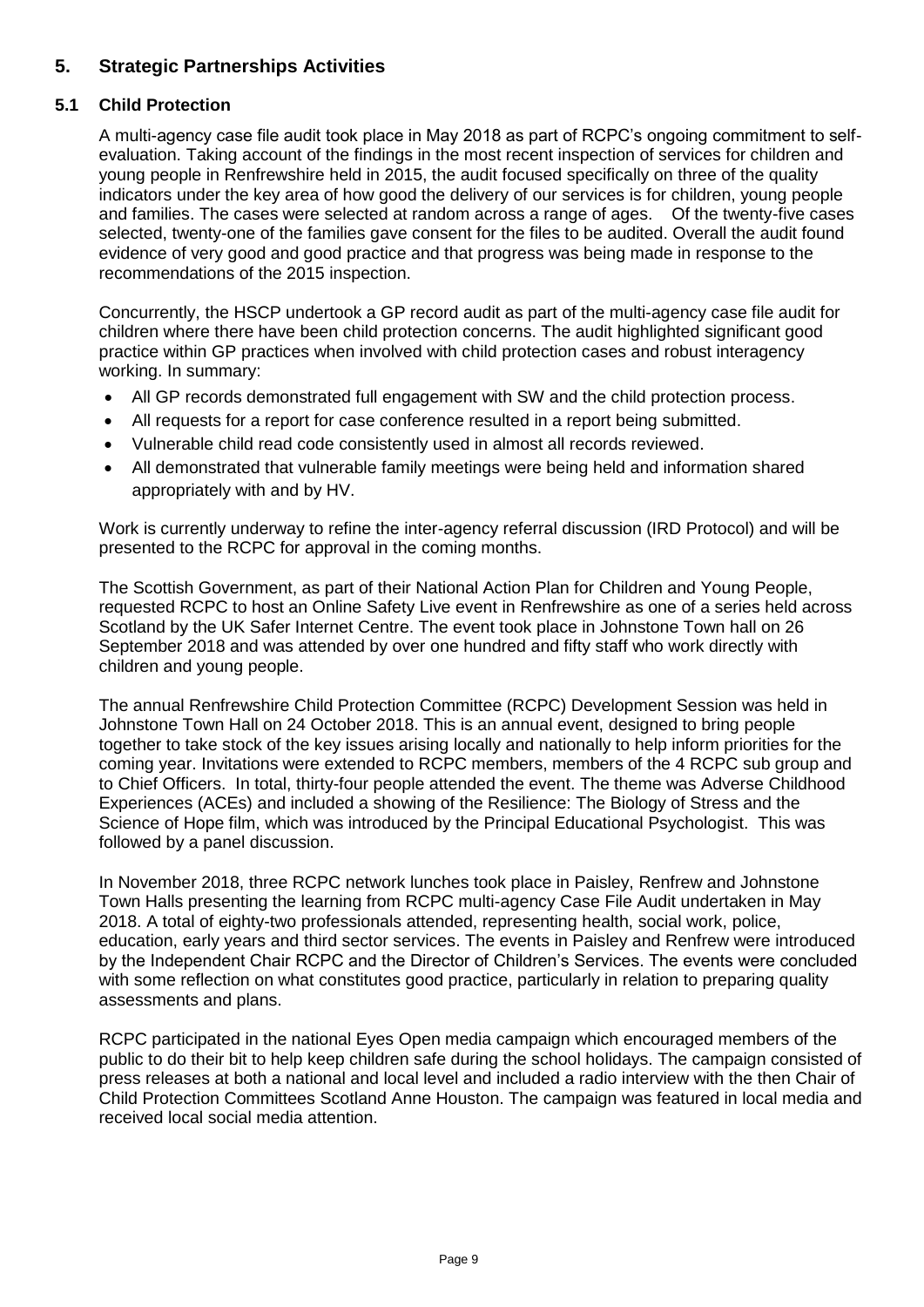## 5. Strategic Partnerships Activities

### 5.1 Child Protection

A multi-agency case file audit took place in May 2018 as part of RCPC's ongoing commitment to self-evaluation. Taking account of the findings in the most recent inspection of services for children and young people in Renfrewshire held in 2015, the audit focused specifically on three of the quality indicators under the key area of how good the delivery of our services is for children, young people and families. The cases were selected at random across a range of ages. Of the twenty-five cases selected, twenty-one of the families gave consent for the files to be audited. Overall the audit found evidence of very good and good practice and that progress was being made in response to the recommendations of the 2015 inspection.

Concurrently, the HSCP undertook a GP record audit as part of the multi-agency case file audit for children where there have been child protection concerns. The audit highlighted significant good practice within GP practices when involved with child protection cases and robust interagency working. In summary:

- All GP records demonstrated full engagement with SW and the child protection process.
- All requests for a report for case conference resulted in a report being submitted.
- Vulnerable child read code consistently used in almost all records reviewed.
- All demonstrated that vulnerable family meetings were being held and information shared appropriately with and by HV.

Work is currently underway to refine the inter-agency referral discussion (IRD Protocol) and will be presented to the RCPC for approval in the coming months.

The Scottish Government, as part of their National Action Plan for Children and Young People, requested RCPC to host an Online Safety Live event in Renfrewshire as one of a series held across Scotland by the UK Safer Internet Centre. The event took place in Johnstone Town hall on 26 September 2018 and was attended by over one hundred and fifty staff who work directly with children and young people.

The annual Renfrewshire Child Protection Committee (RCPC) Development Session was held in Johnstone Town Hall on 24 October 2018. This is an annual event, designed to bring people together to take stock of the key issues arising locally and nationally to help inform priorities for the coming year. Invitations were extended to RCPC members, members of the 4 RCPC sub group and to Chief Officers. In total, thirty-four people attended the event. The theme was Adverse Childhood Experiences (ACEs) and included a showing of the Resilience: The Biology of Stress and the Science of Hope film, which was introduced by the Principal Educational Psychologist. This was followed by a panel discussion.

In November 2018, three RCPC network lunches took place in Paisley, Renfrew and Johnstone Town Halls presenting the learning from RCPC multi-agency Case File Audit undertaken in May 2018. A total of eighty-two professionals attended, representing health, social work, police, education, early years and third sector services. The events in Paisley and Renfrew were introduced by the Independent Chair RCPC and the Director of Children's Services. The events were concluded with some reflection on what constitutes good practice, particularly in relation to preparing quality assessments and plans.

RCPC participated in the national Eyes Open media campaign which encouraged members of the public to do their bit to help keep children safe during the school holidays. The campaign consisted of press releases at both a national and local level and included a radio interview with the then Chair of Child Protection Committees Scotland Anne Houston. The campaign was featured in local media and received local social media attention.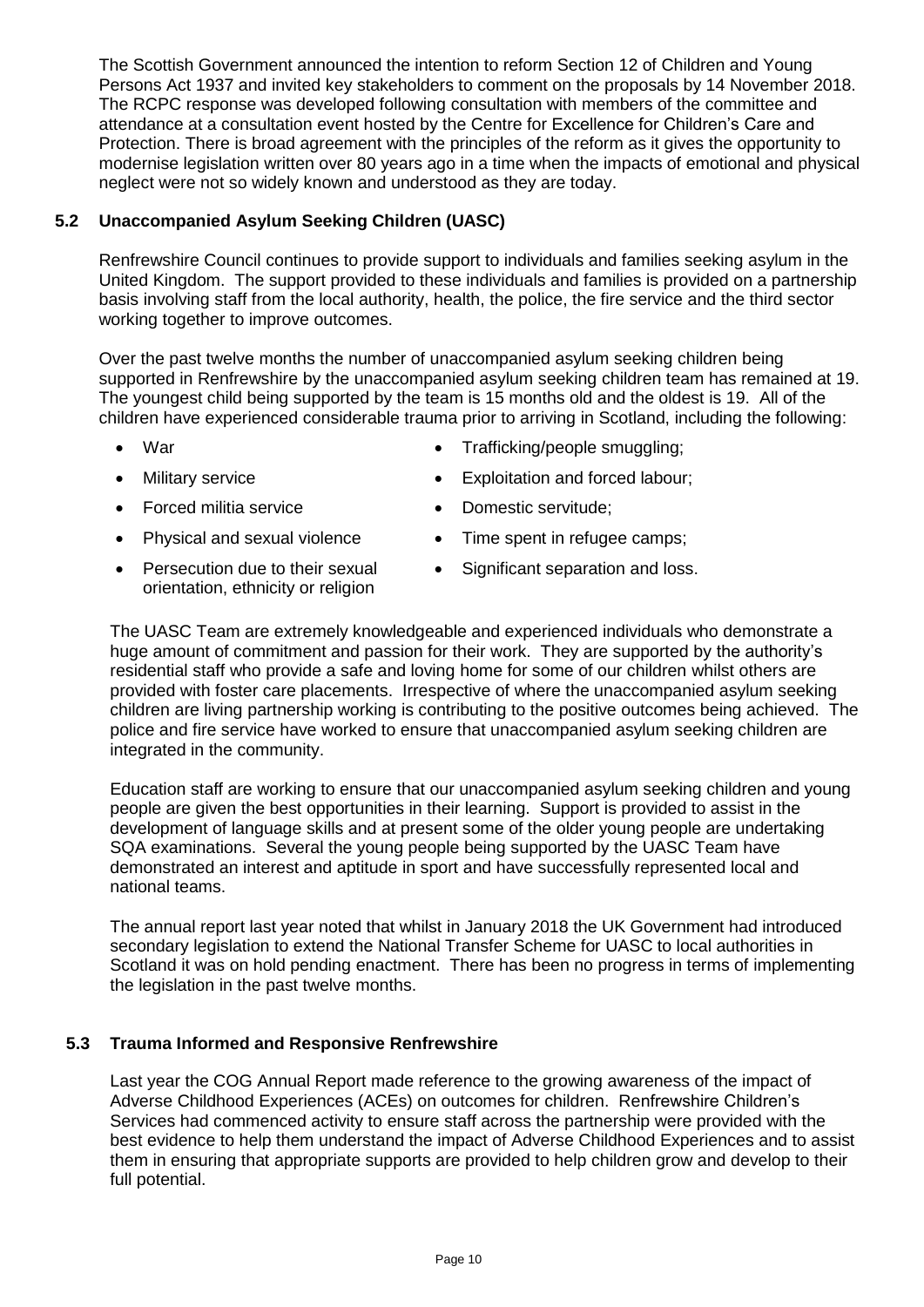The Scottish Government announced the intention to reform Section 12 of Children and Young Persons Act 1937 and invited key stakeholders to comment on the proposals by 14 November 2018. The RCPC response was developed following consultation with members of the committee and attendance at a consultation event hosted by the Centre for Excellence for Children's Care and Protection. There is broad agreement with the principles of the reform as it gives the opportunity to modernise legislation written over 80 years ago in a time when the impacts of emotional and physical neglect were not so widely known and understood as they are today.

### 5.2 Unaccompanied Asylum Seeking Children (UASC)

Renfrewshire Council continues to provide support to individuals and families seeking asylum in the United Kingdom. The support provided to these individuals and families is provided on a partnership basis involving staff from the local authority, health, the police, the fire service and the third sector working together to improve outcomes.

Over the past twelve months the number of unaccompanied asylum seeking children being supported in Renfrewshire by the unaccompanied asylum seeking children team has remained at 19. The youngest child being supported by the team is 15 months old and the oldest is 19. All of the children have experienced considerable trauma prior to arriving in Scotland, including the following:

- War
- Military service
- Forced militia service
- Physical and sexual violence
- Persecution due to their sexual orientation, ethnicity or religion
- Trafficking/people smuggling;
- Exploitation and forced labour;
- Domestic servitude;
- Time spent in refugee camps;
- Significant separation and loss.

The UASC Team are extremely knowledgeable and experienced individuals who demonstrate a huge amount of commitment and passion for their work. They are supported by the authority's residential staff who provide a safe and loving home for some of our children whilst others are provided with foster care placements. Irrespective of where the unaccompanied asylum seeking children are living partnership working is contributing to the positive outcomes being achieved. The police and fire service have worked to ensure that unaccompanied asylum seeking children are integrated in the community.

Education staff are working to ensure that our unaccompanied asylum seeking children and young people are given the best opportunities in their learning. Support is provided to assist in the development of language skills and at present some of the older young people are undertaking SQA examinations. Several the young people being supported by the UASC Team have demonstrated an interest and aptitude in sport and have successfully represented local and national teams.

The annual report last year noted that whilst in January 2018 the UK Government had introduced secondary legislation to extend the National Transfer Scheme for UASC to local authorities in Scotland it was on hold pending enactment. There has been no progress in terms of implementing the legislation in the past twelve months.

### 5.3 Trauma Informed and Responsive Renfrewshire

Last year the COG Annual Report made reference to the growing awareness of the impact of Adverse Childhood Experiences (ACEs) on outcomes for children. Renfrewshire Children's Services had commenced activity to ensure staff across the partnership were provided with the best evidence to help them understand the impact of Adverse Childhood Experiences and to assist them in ensuring that appropriate supports are provided to help children grow and develop to their full potential.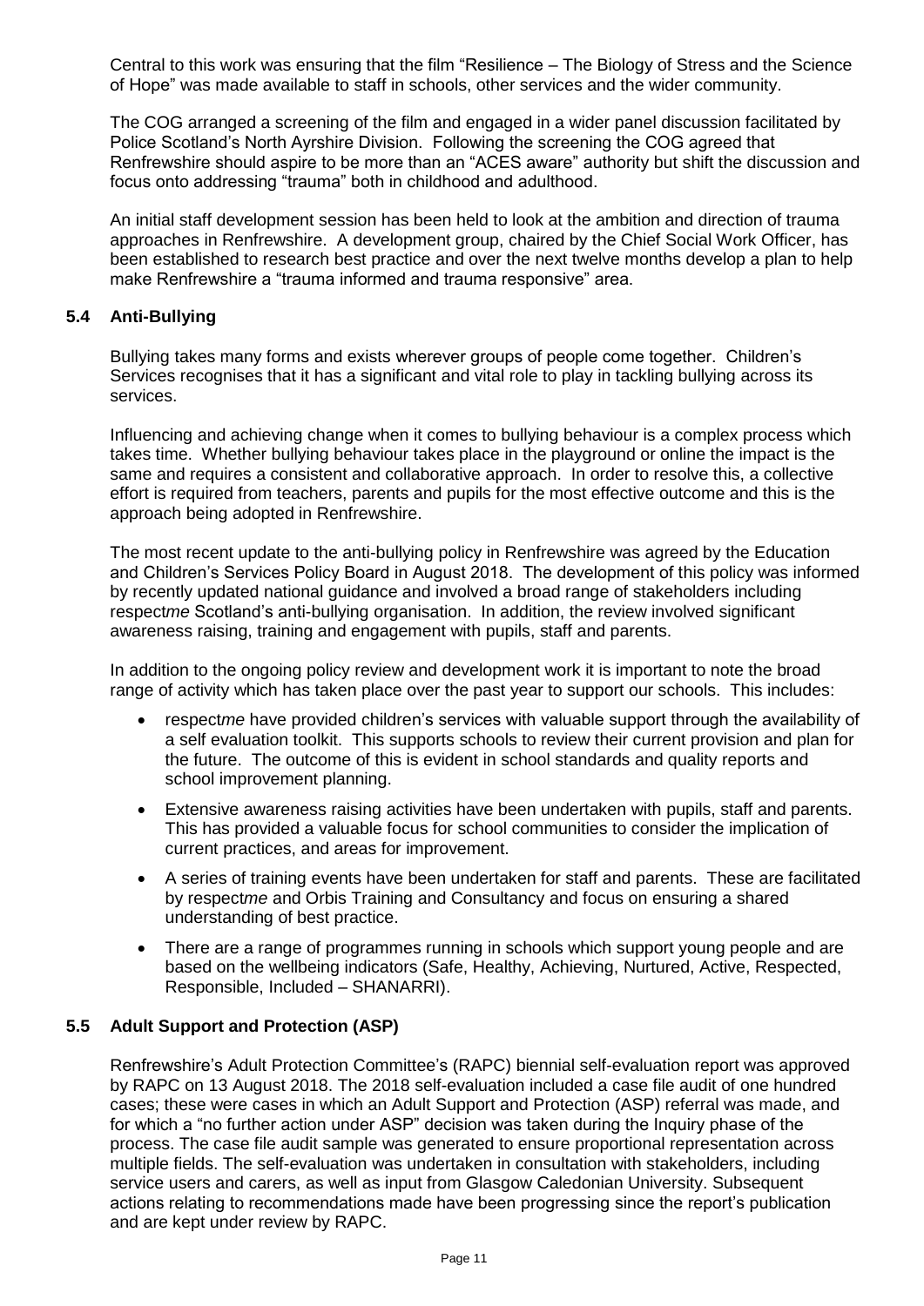Central to this work was ensuring that the film "Resilience – The Biology of Stress and the Science of Hope" was made available to staff in schools, other services and the wider community.

The COG arranged a screening of the film and engaged in a wider panel discussion facilitated by Police Scotland's North Ayrshire Division. Following the screening the COG agreed that Renfrewshire should aspire to be more than an "ACES aware" authority but shift the discussion and focus onto addressing "trauma" both in childhood and adulthood.

An initial staff development session has been held to look at the ambition and direction of trauma approaches in Renfrewshire. A development group, chaired by the Chief Social Work Officer, has been established to research best practice and over the next twelve months develop a plan to help make Renfrewshire a "trauma informed and trauma responsive" area.

### 5.4 Anti-Bullying

Bullying takes many forms and exists wherever groups of people come together. Children's Services recognises that it has a significant and vital role to play in tackling bullying across its services.

Influencing and achieving change when it comes to bullying behaviour is a complex process which takes time. Whether bullying behaviour takes place in the playground or online the impact is the same and requires a consistent and collaborative approach. In order to resolve this, a collective effort is required from teachers, parents and pupils for the most effective outcome and this is the approach being adopted in Renfrewshire.

The most recent update to the anti-bullying policy in Renfrewshire was agreed by the Education and Children's Services Policy Board in August 2018. The development of this policy was informed by recently updated national guidance and involved a broad range of stakeholders including respect*me* Scotland's anti-bullying organisation. In addition, the review involved significant awareness raising, training and engagement with pupils, staff and parents.

In addition to the ongoing policy review and development work it is important to note the broad range of activity which has taken place over the past year to support our schools. This includes:

- respect*me* have provided children's services with valuable support through the availability of a self evaluation toolkit. This supports schools to review their current provision and plan for the future. The outcome of this is evident in school standards and quality reports and school improvement planning.
- Extensive awareness raising activities have been undertaken with pupils, staff and parents. This has provided a valuable focus for school communities to consider the implication of current practices, and areas for improvement.
- A series of training events have been undertaken for staff and parents. These are facilitated by respect*me* and Orbis Training and Consultancy and focus on ensuring a shared understanding of best practice.
- There are a range of programmes running in schools which support young people and are based on the wellbeing indicators (Safe, Healthy, Achieving, Nurtured, Active, Respected, Responsible, Included – SHANARRI).

### 5.5 Adult Support and Protection (ASP)

Renfrewshire's Adult Protection Committee's (RAPC) biennial self-evaluation report was approved by RAPC on 13 August 2018. The 2018 self-evaluation included a case file audit of one hundred cases; these were cases in which an Adult Support and Protection (ASP) referral was made, and for which a "no further action under ASP" decision was taken during the Inquiry phase of the process. The case file audit sample was generated to ensure proportional representation across multiple fields. The self-evaluation was undertaken in consultation with stakeholders, including service users and carers, as well as input from Glasgow Caledonian University. Subsequent actions relating to recommendations made have been progressing since the report's publication and are kept under review by RAPC.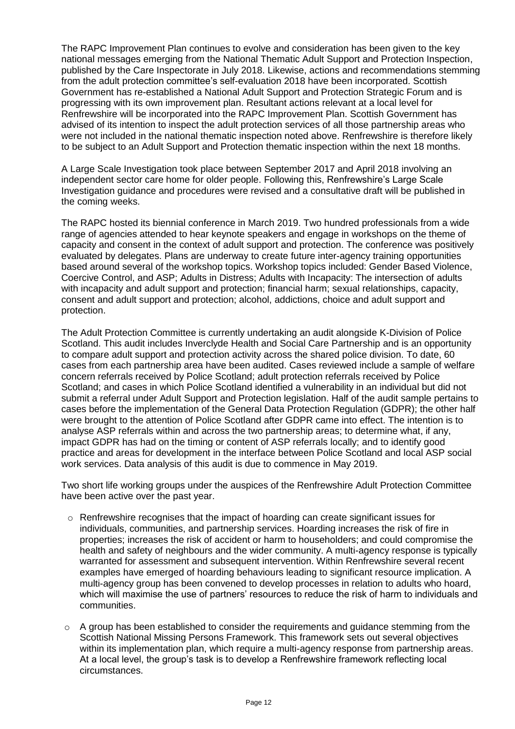The RAPC Improvement Plan continues to evolve and consideration has been given to the key national messages emerging from the National Thematic Adult Support and Protection Inspection, published by the Care Inspectorate in July 2018. Likewise, actions and recommendations stemming from the adult protection committee's self-evaluation 2018 have been incorporated. Scottish Government has re-established a National Adult Support and Protection Strategic Forum and is progressing with its own improvement plan. Resultant actions relevant at a local level for Renfrewshire will be incorporated into the RAPC Improvement Plan. Scottish Government has advised of its intention to inspect the adult protection services of all those partnership areas who were not included in the national thematic inspection noted above. Renfrewshire is therefore likely to be subject to an Adult Support and Protection thematic inspection within the next 18 months.

A Large Scale Investigation took place between September 2017 and April 2018 involving an independent sector care home for older people. Following this, Renfrewshire's Large Scale Investigation guidance and procedures were revised and a consultative draft will be published in the coming weeks.

The RAPC hosted its biennial conference in March 2019. Two hundred professionals from a wide range of agencies attended to hear keynote speakers and engage in workshops on the theme of capacity and consent in the context of adult support and protection. The conference was positively evaluated by delegates. Plans are underway to create future inter-agency training opportunities based around several of the workshop topics. Workshop topics included: Gender Based Violence, Coercive Control, and ASP; Adults in Distress; Adults with Incapacity: The intersection of adults with incapacity and adult support and protection; financial harm; sexual relationships, capacity, consent and adult support and protection; alcohol, addictions, choice and adult support and protection.

The Adult Protection Committee is currently undertaking an audit alongside K-Division of Police Scotland. This audit includes Inverclyde Health and Social Care Partnership and is an opportunity to compare adult support and protection activity across the shared police division. To date, 60 cases from each partnership area have been audited. Cases reviewed include a sample of welfare concern referrals received by Police Scotland; adult protection referrals received by Police Scotland; and cases in which Police Scotland identified a vulnerability in an individual but did not submit a referral under Adult Support and Protection legislation. Half of the audit sample pertains to cases before the implementation of the General Data Protection Regulation (GDPR); the other half were brought to the attention of Police Scotland after GDPR came into effect. The intention is to analyse ASP referrals within and across the two partnership areas; to determine what, if any, impact GDPR has had on the timing or content of ASP referrals locally; and to identify good practice and areas for development in the interface between Police Scotland and local ASP social work services. Data analysis of this audit is due to commence in May 2019.

Two short life working groups under the auspices of the Renfrewshire Adult Protection Committee have been active over the past year.

- Renfrewshire recognises that the impact of hoarding can create significant issues for individuals, communities, and partnership services. Hoarding increases the risk of fire in properties; increases the risk of accident or harm to householders; and could compromise the health and safety of neighbours and the wider community. A multi-agency response is typically warranted for assessment and subsequent intervention. Within Renfrewshire several recent examples have emerged of hoarding behaviours leading to significant resource implication. A multi-agency group has been convened to develop processes in relation to adults who hoard, which will maximise the use of partners' resources to reduce the risk of harm to individuals and communities.
- A group has been established to consider the requirements and guidance stemming from the Scottish National Missing Persons Framework. This framework sets out several objectives within its implementation plan, which require a multi-agency response from partnership areas. At a local level, the group's task is to develop a Renfrewshire framework reflecting local circumstances.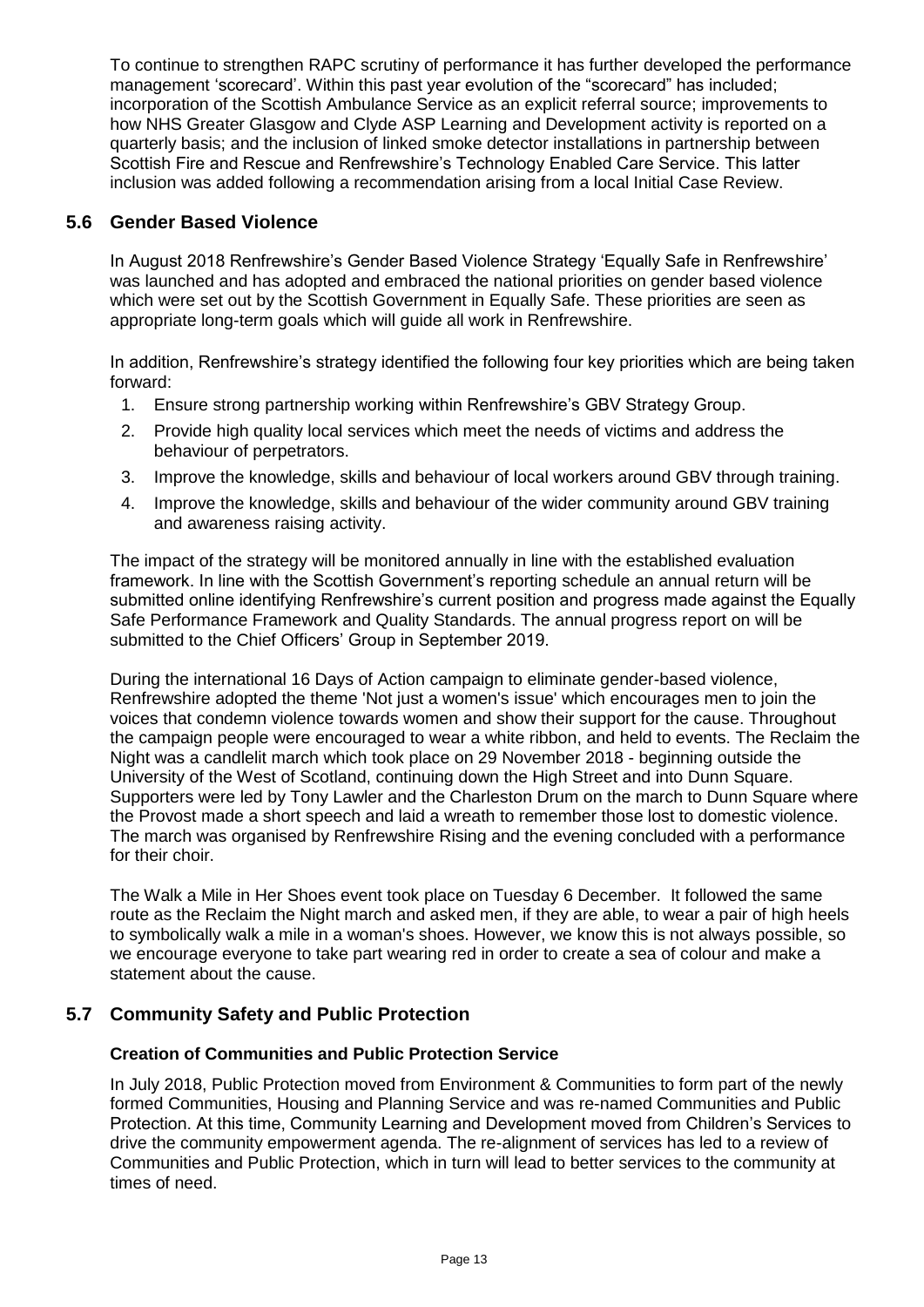To continue to strengthen RAPC scrutiny of performance it has further developed the performance management 'scorecard'. Within this past year evolution of the "scorecard" has included; incorporation of the Scottish Ambulance Service as an explicit referral source; improvements to how NHS Greater Glasgow and Clyde ASP Learning and Development activity is reported on a quarterly basis; and the inclusion of linked smoke detector installations in partnership between Scottish Fire and Rescue and Renfrewshire's Technology Enabled Care Service. This latter inclusion was added following a recommendation arising from a local Initial Case Review.

## 5.6 Gender Based Violence

In August 2018 Renfrewshire's Gender Based Violence Strategy 'Equally Safe in Renfrewshire' was launched and has adopted and embraced the national priorities on gender based violence which were set out by the Scottish Government in Equally Safe. These priorities are seen as appropriate long-term goals which will guide all work in Renfrewshire.

In addition, Renfrewshire's strategy identified the following four key priorities which are being taken forward:

1. Ensure strong partnership working within Renfrewshire's GBV Strategy Group.
2. Provide high quality local services which meet the needs of victims and address the behaviour of perpetrators.
3. Improve the knowledge, skills and behaviour of local workers around GBV through training.
4. Improve the knowledge, skills and behaviour of the wider community around GBV training and awareness raising activity.

The impact of the strategy will be monitored annually in line with the established evaluation framework. In line with the Scottish Government's reporting schedule an annual return will be submitted online identifying Renfrewshire's current position and progress made against the Equally Safe Performance Framework and Quality Standards. The annual progress report on will be submitted to the Chief Officers' Group in September 2019.

During the international 16 Days of Action campaign to eliminate gender-based violence, Renfrewshire adopted the theme 'Not just a women's issue' which encourages men to join the voices that condemn violence towards women and show their support for the cause. Throughout the campaign people were encouraged to wear a white ribbon, and held to events. The Reclaim the Night was a candlelit march which took place on 29 November 2018 - beginning outside the University of the West of Scotland, continuing down the High Street and into Dunn Square. Supporters were led by Tony Lawler and the Charleston Drum on the march to Dunn Square where the Provost made a short speech and laid a wreath to remember those lost to domestic violence. The march was organised by Renfrewshire Rising and the evening concluded with a performance for their choir.

The Walk a Mile in Her Shoes event took place on Tuesday 6 December. It followed the same route as the Reclaim the Night march and asked men, if they are able, to wear a pair of high heels to symbolically walk a mile in a woman's shoes. However, we know this is not always possible, so we encourage everyone to take part wearing red in order to create a sea of colour and make a statement about the cause.

## 5.7 Community Safety and Public Protection

### Creation of Communities and Public Protection Service

In July 2018, Public Protection moved from Environment & Communities to form part of the newly formed Communities, Housing and Planning Service and was re-named Communities and Public Protection. At this time, Community Learning and Development moved from Children's Services to drive the community empowerment agenda. The re-alignment of services has led to a review of Communities and Public Protection, which in turn will lead to better services to the community at times of need.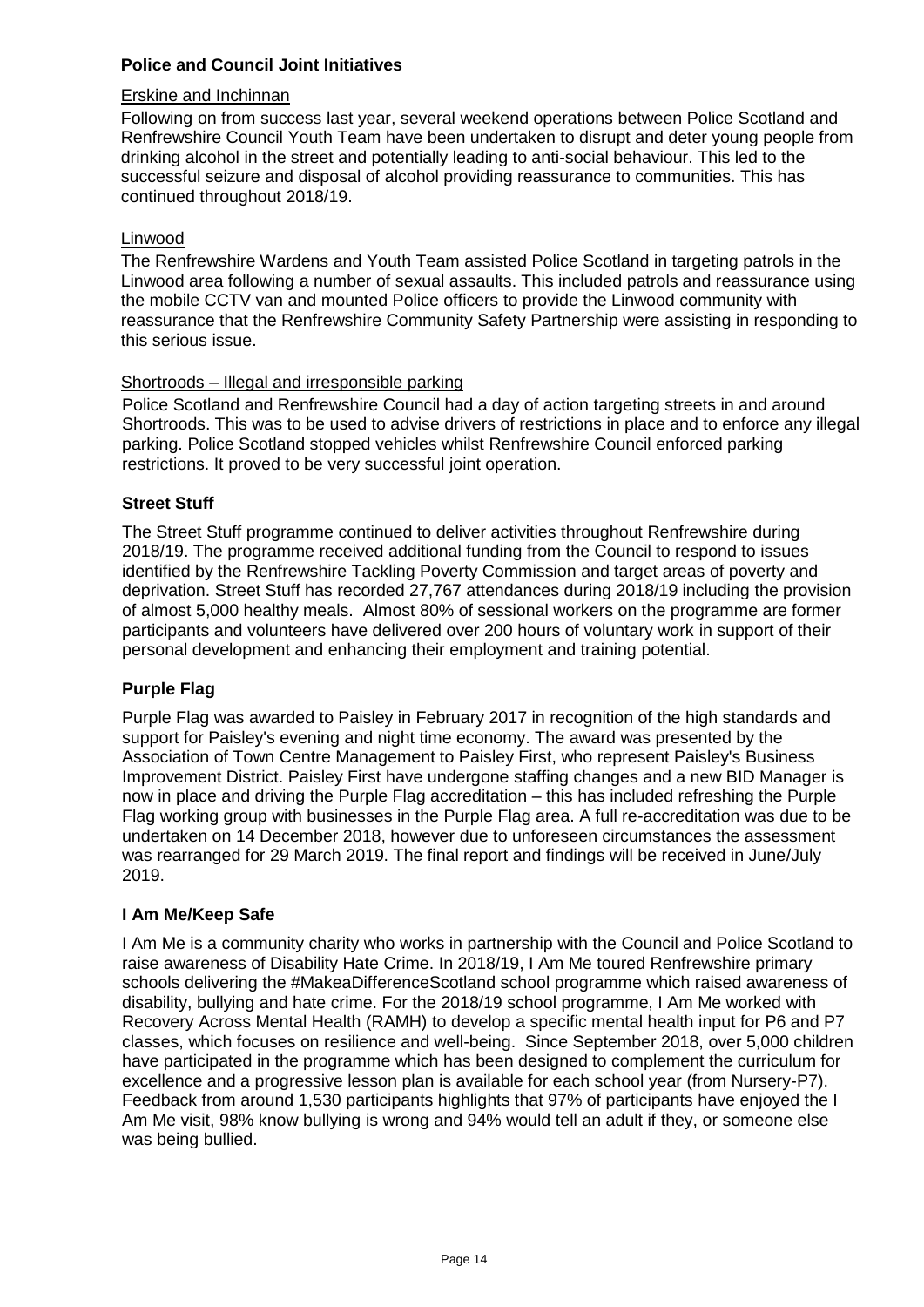## Police and Council Joint Initiatives

### Erskine and Inchinnan

Following on from success last year, several weekend operations between Police Scotland and Renfrewshire Council Youth Team have been undertaken to disrupt and deter young people from drinking alcohol in the street and potentially leading to anti-social behaviour. This led to the successful seizure and disposal of alcohol providing reassurance to communities. This has continued throughout 2018/19.

### Linwood

The Renfrewshire Wardens and Youth Team assisted Police Scotland in targeting patrols in the Linwood area following a number of sexual assaults. This included patrols and reassurance using the mobile CCTV van and mounted Police officers to provide the Linwood community with reassurance that the Renfrewshire Community Safety Partnership were assisting in responding to this serious issue.

### Shortroods – Illegal and irresponsible parking

Police Scotland and Renfrewshire Council had a day of action targeting streets in and around Shortroods. This was to be used to advise drivers of restrictions in place and to enforce any illegal parking. Police Scotland stopped vehicles whilst Renfrewshire Council enforced parking restrictions. It proved to be very successful joint operation.

## Street Stuff

The Street Stuff programme continued to deliver activities throughout Renfrewshire during 2018/19. The programme received additional funding from the Council to respond to issues identified by the Renfrewshire Tackling Poverty Commission and target areas of poverty and deprivation. Street Stuff has recorded 27,767 attendances during 2018/19 including the provision of almost 5,000 healthy meals. Almost 80% of sessional workers on the programme are former participants and volunteers have delivered over 200 hours of voluntary work in support of their personal development and enhancing their employment and training potential.

## Purple Flag

Purple Flag was awarded to Paisley in February 2017 in recognition of the high standards and support for Paisley's evening and night time economy. The award was presented by the Association of Town Centre Management to Paisley First, who represent Paisley's Business Improvement District. Paisley First have undergone staffing changes and a new BID Manager is now in place and driving the Purple Flag accreditation – this has included refreshing the Purple Flag working group with businesses in the Purple Flag area. A full re-accreditation was due to be undertaken on 14 December 2018, however due to unforeseen circumstances the assessment was rearranged for 29 March 2019. The final report and findings will be received in June/July 2019.

## I Am Me/Keep Safe

I Am Me is a community charity who works in partnership with the Council and Police Scotland to raise awareness of Disability Hate Crime. In 2018/19, I Am Me toured Renfrewshire primary schools delivering the #MakeaDifferenceScotland school programme which raised awareness of disability, bullying and hate crime. For the 2018/19 school programme, I Am Me worked with Recovery Across Mental Health (RAMH) to develop a specific mental health input for P6 and P7 classes, which focuses on resilience and well-being. Since September 2018, over 5,000 children have participated in the programme which has been designed to complement the curriculum for excellence and a progressive lesson plan is available for each school year (from Nursery-P7). Feedback from around 1,530 participants highlights that 97% of participants have enjoyed the I Am Me visit, 98% know bullying is wrong and 94% would tell an adult if they, or someone else was being bullied.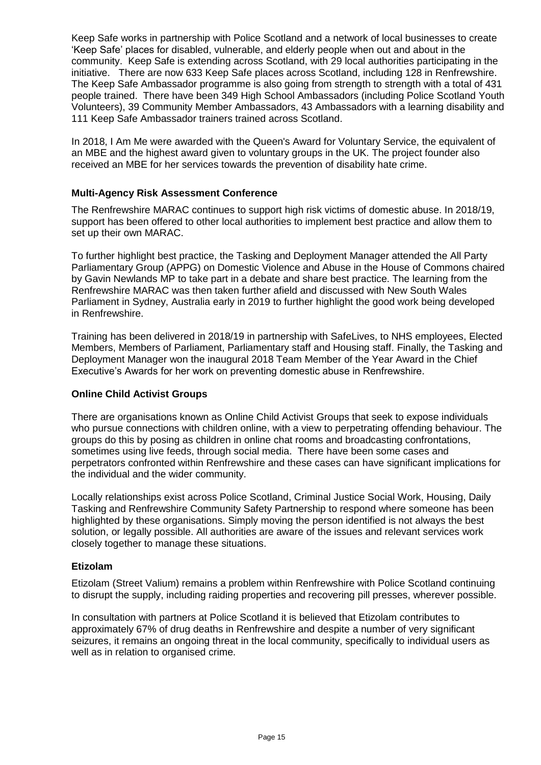Keep Safe works in partnership with Police Scotland and a network of local businesses to create 'Keep Safe' places for disabled, vulnerable, and elderly people when out and about in the community. Keep Safe is extending across Scotland, with 29 local authorities participating in the initiative. There are now 633 Keep Safe places across Scotland, including 128 in Renfrewshire. The Keep Safe Ambassador programme is also going from strength to strength with a total of 431 people trained. There have been 349 High School Ambassadors (including Police Scotland Youth Volunteers), 39 Community Member Ambassadors, 43 Ambassadors with a learning disability and 111 Keep Safe Ambassador trainers trained across Scotland.

In 2018, I Am Me were awarded with the Queen's Award for Voluntary Service, the equivalent of an MBE and the highest award given to voluntary groups in the UK. The project founder also received an MBE for her services towards the prevention of disability hate crime.

**Multi-Agency Risk Assessment Conference**

The Renfrewshire MARAC continues to support high risk victims of domestic abuse. In 2018/19, support has been offered to other local authorities to implement best practice and allow them to set up their own MARAC.

To further highlight best practice, the Tasking and Deployment Manager attended the All Party Parliamentary Group (APPG) on Domestic Violence and Abuse in the House of Commons chaired by Gavin Newlands MP to take part in a debate and share best practice. The learning from the Renfrewshire MARAC was then taken further afield and discussed with New South Wales Parliament in Sydney, Australia early in 2019 to further highlight the good work being developed in Renfrewshire.

Training has been delivered in 2018/19 in partnership with SafeLives, to NHS employees, Elected Members, Members of Parliament, Parliamentary staff and Housing staff. Finally, the Tasking and Deployment Manager won the inaugural 2018 Team Member of the Year Award in the Chief Executive's Awards for her work on preventing domestic abuse in Renfrewshire.

**Online Child Activist Groups**

There are organisations known as Online Child Activist Groups that seek to expose individuals who pursue connections with children online, with a view to perpetrating offending behaviour. The groups do this by posing as children in online chat rooms and broadcasting confrontations, sometimes using live feeds, through social media. There have been some cases and perpetrators confronted within Renfrewshire and these cases can have significant implications for the individual and the wider community.

Locally relationships exist across Police Scotland, Criminal Justice Social Work, Housing, Daily Tasking and Renfrewshire Community Safety Partnership to respond where someone has been highlighted by these organisations. Simply moving the person identified is not always the best solution, or legally possible. All authorities are aware of the issues and relevant services work closely together to manage these situations.

**Etizolam**

Etizolam (Street Valium) remains a problem within Renfrewshire with Police Scotland continuing to disrupt the supply, including raiding properties and recovering pill presses, wherever possible.

In consultation with partners at Police Scotland it is believed that Etizolam contributes to approximately 67% of drug deaths in Renfrewshire and despite a number of very significant seizures, it remains an ongoing threat in the local community, specifically to individual users as well as in relation to organised crime.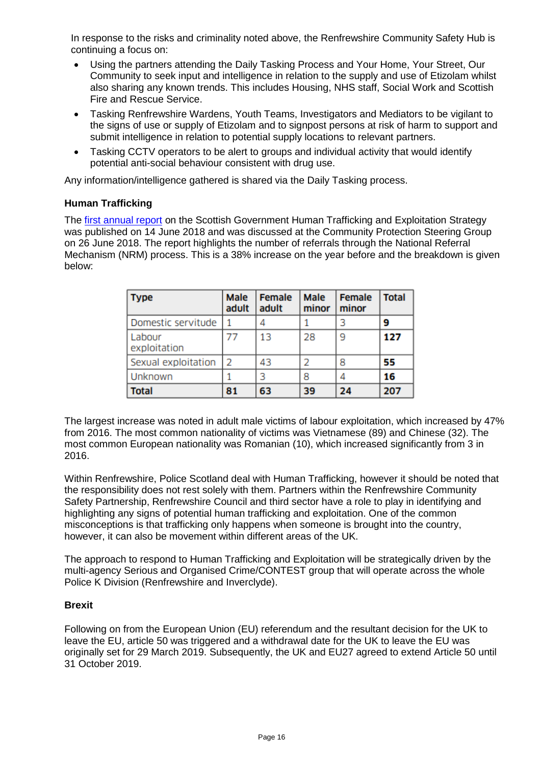In response to the risks and criminality noted above, the Renfrewshire Community Safety Hub is continuing a focus on:

- Using the partners attending the Daily Tasking Process and Your Home, Your Street, Our Community to seek input and intelligence in relation to the supply and use of Etizolam whilst also sharing any known trends. This includes Housing, NHS staff, Social Work and Scottish Fire and Rescue Service.
- Tasking Renfrewshire Wardens, Youth Teams, Investigators and Mediators to be vigilant to the signs of use or supply of Etizolam and to signpost persons at risk of harm to support and submit intelligence in relation to potential supply locations to relevant partners.
- Tasking CCTV operators to be alert to groups and individual activity that would identify potential anti-social behaviour consistent with drug use.

Any information/intelligence gathered is shared via the Daily Tasking process.

**Human Trafficking**

The first annual report on the Scottish Government Human Trafficking and Exploitation Strategy was published on 14 June 2018 and was discussed at the Community Protection Steering Group on 26 June 2018. The report highlights the number of referrals through the National Referral Mechanism (NRM) process. This is a 38% increase on the year before and the breakdown is given below:

| Type | Male adult | Female adult | Male minor | Female minor | Total |
|---|---|---|---|---|---|
| Domestic servitude | 1 | 4 | 1 | 3 | **9** |
| Labour exploitation | 77 | 13 | 28 | 9 | **127** |
| Sexual exploitation | 2 | 43 | 2 | 8 | **55** |
| Unknown | 1 | 3 | 8 | 4 | **16** |
| **Total** | **81** | **63** | **39** | **24** | **207** |

The largest increase was noted in adult male victims of labour exploitation, which increased by 47% from 2016. The most common nationality of victims was Vietnamese (89) and Chinese (32). The most common European nationality was Romanian (10), which increased significantly from 3 in 2016.

Within Renfrewshire, Police Scotland deal with Human Trafficking, however it should be noted that the responsibility does not rest solely with them. Partners within the Renfrewshire Community Safety Partnership, Renfrewshire Council and third sector have a role to play in identifying and highlighting any signs of potential human trafficking and exploitation. One of the common misconceptions is that trafficking only happens when someone is brought into the country, however, it can also be movement within different areas of the UK.

The approach to respond to Human Trafficking and Exploitation will be strategically driven by the multi-agency Serious and Organised Crime/CONTEST group that will operate across the whole Police K Division (Renfrewshire and Inverclyde).

**Brexit**

Following on from the European Union (EU) referendum and the resultant decision for the UK to leave the EU, article 50 was triggered and a withdrawal date for the UK to leave the EU was originally set for 29 March 2019. Subsequently, the UK and EU27 agreed to extend Article 50 until 31 October 2019.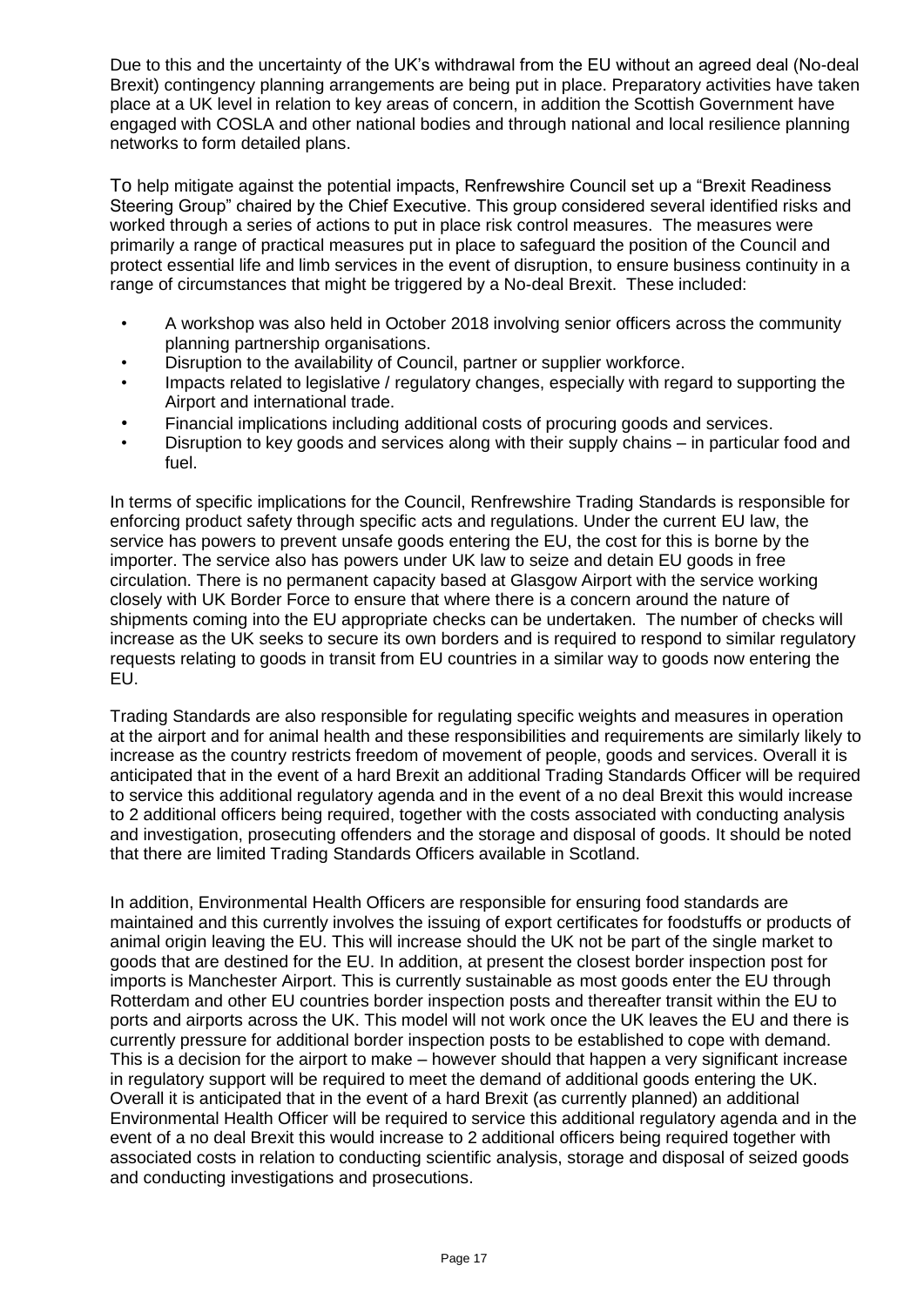Due to this and the uncertainty of the UK's withdrawal from the EU without an agreed deal (No-deal Brexit) contingency planning arrangements are being put in place. Preparatory activities have taken place at a UK level in relation to key areas of concern, in addition the Scottish Government have engaged with COSLA and other national bodies and through national and local resilience planning networks to form detailed plans.

To help mitigate against the potential impacts, Renfrewshire Council set up a "Brexit Readiness Steering Group" chaired by the Chief Executive. This group considered several identified risks and worked through a series of actions to put in place risk control measures. The measures were primarily a range of practical measures put in place to safeguard the position of the Council and protect essential life and limb services in the event of disruption, to ensure business continuity in a range of circumstances that might be triggered by a No-deal Brexit. These included:

- A workshop was also held in October 2018 involving senior officers across the community planning partnership organisations.
- Disruption to the availability of Council, partner or supplier workforce.
- Impacts related to legislative / regulatory changes, especially with regard to supporting the Airport and international trade.
- Financial implications including additional costs of procuring goods and services.
- Disruption to key goods and services along with their supply chains – in particular food and fuel.

In terms of specific implications for the Council, Renfrewshire Trading Standards is responsible for enforcing product safety through specific acts and regulations. Under the current EU law, the service has powers to prevent unsafe goods entering the EU, the cost for this is borne by the importer. The service also has powers under UK law to seize and detain EU goods in free circulation. There is no permanent capacity based at Glasgow Airport with the service working closely with UK Border Force to ensure that where there is a concern around the nature of shipments coming into the EU appropriate checks can be undertaken. The number of checks will increase as the UK seeks to secure its own borders and is required to respond to similar regulatory requests relating to goods in transit from EU countries in a similar way to goods now entering the EU.

Trading Standards are also responsible for regulating specific weights and measures in operation at the airport and for animal health and these responsibilities and requirements are similarly likely to increase as the country restricts freedom of movement of people, goods and services. Overall it is anticipated that in the event of a hard Brexit an additional Trading Standards Officer will be required to service this additional regulatory agenda and in the event of a no deal Brexit this would increase to 2 additional officers being required, together with the costs associated with conducting analysis and investigation, prosecuting offenders and the storage and disposal of goods. It should be noted that there are limited Trading Standards Officers available in Scotland.

In addition, Environmental Health Officers are responsible for ensuring food standards are maintained and this currently involves the issuing of export certificates for foodstuffs or products of animal origin leaving the EU. This will increase should the UK not be part of the single market to goods that are destined for the EU. In addition, at present the closest border inspection post for imports is Manchester Airport. This is currently sustainable as most goods enter the EU through Rotterdam and other EU countries border inspection posts and thereafter transit within the EU to ports and airports across the UK. This model will not work once the UK leaves the EU and there is currently pressure for additional border inspection posts to be established to cope with demand. This is a decision for the airport to make – however should that happen a very significant increase in regulatory support will be required to meet the demand of additional goods entering the UK. Overall it is anticipated that in the event of a hard Brexit (as currently planned) an additional Environmental Health Officer will be required to service this additional regulatory agenda and in the event of a no deal Brexit this would increase to 2 additional officers being required together with associated costs in relation to conducting scientific analysis, storage and disposal of seized goods and conducting investigations and prosecutions.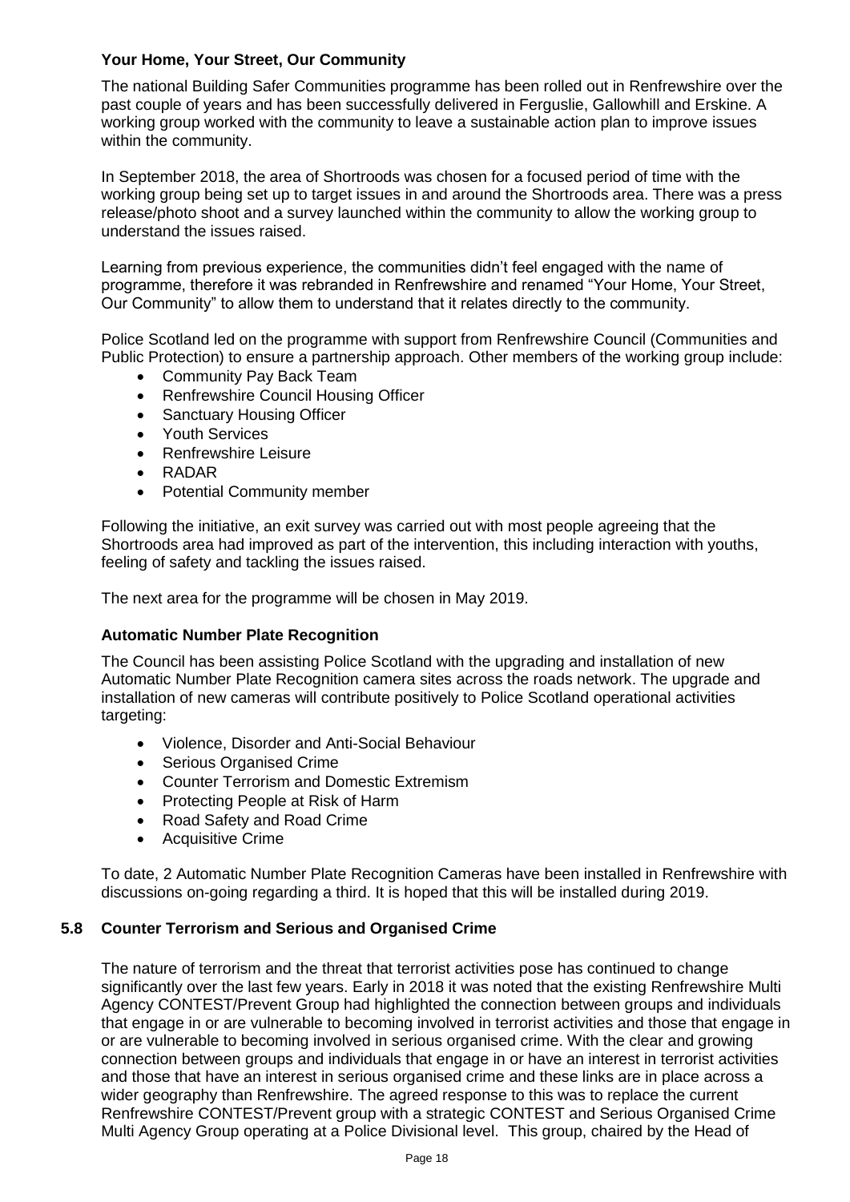### Your Home, Your Street, Our Community

The national Building Safer Communities programme has been rolled out in Renfrewshire over the past couple of years and has been successfully delivered in Ferguslie, Gallowhill and Erskine. A working group worked with the community to leave a sustainable action plan to improve issues within the community.

In September 2018, the area of Shortroods was chosen for a focused period of time with the working group being set up to target issues in and around the Shortroods area. There was a press release/photo shoot and a survey launched within the community to allow the working group to understand the issues raised.

Learning from previous experience, the communities didn't feel engaged with the name of programme, therefore it was rebranded in Renfrewshire and renamed "Your Home, Your Street, Our Community" to allow them to understand that it relates directly to the community.

Police Scotland led on the programme with support from Renfrewshire Council (Communities and Public Protection) to ensure a partnership approach. Other members of the working group include:

- Community Pay Back Team
- Renfrewshire Council Housing Officer
- Sanctuary Housing Officer
- Youth Services
- Renfrewshire Leisure
- RADAR
- Potential Community member

Following the initiative, an exit survey was carried out with most people agreeing that the Shortroods area had improved as part of the intervention, this including interaction with youths, feeling of safety and tackling the issues raised.

The next area for the programme will be chosen in May 2019.

### Automatic Number Plate Recognition

The Council has been assisting Police Scotland with the upgrading and installation of new Automatic Number Plate Recognition camera sites across the roads network. The upgrade and installation of new cameras will contribute positively to Police Scotland operational activities targeting:

- Violence, Disorder and Anti-Social Behaviour
- Serious Organised Crime
- Counter Terrorism and Domestic Extremism
- Protecting People at Risk of Harm
- Road Safety and Road Crime
- Acquisitive Crime

To date, 2 Automatic Number Plate Recognition Cameras have been installed in Renfrewshire with discussions on-going regarding a third. It is hoped that this will be installed during 2019.

### 5.8 Counter Terrorism and Serious and Organised Crime

The nature of terrorism and the threat that terrorist activities pose has continued to change significantly over the last few years. Early in 2018 it was noted that the existing Renfrewshire Multi Agency CONTEST/Prevent Group had highlighted the connection between groups and individuals that engage in or are vulnerable to becoming involved in terrorist activities and those that engage in or are vulnerable to becoming involved in serious organised crime. With the clear and growing connection between groups and individuals that engage in or have an interest in terrorist activities and those that have an interest in serious organised crime and these links are in place across a wider geography than Renfrewshire. The agreed response to this was to replace the current Renfrewshire CONTEST/Prevent group with a strategic CONTEST and Serious Organised Crime Multi Agency Group operating at a Police Divisional level. This group, chaired by the Head of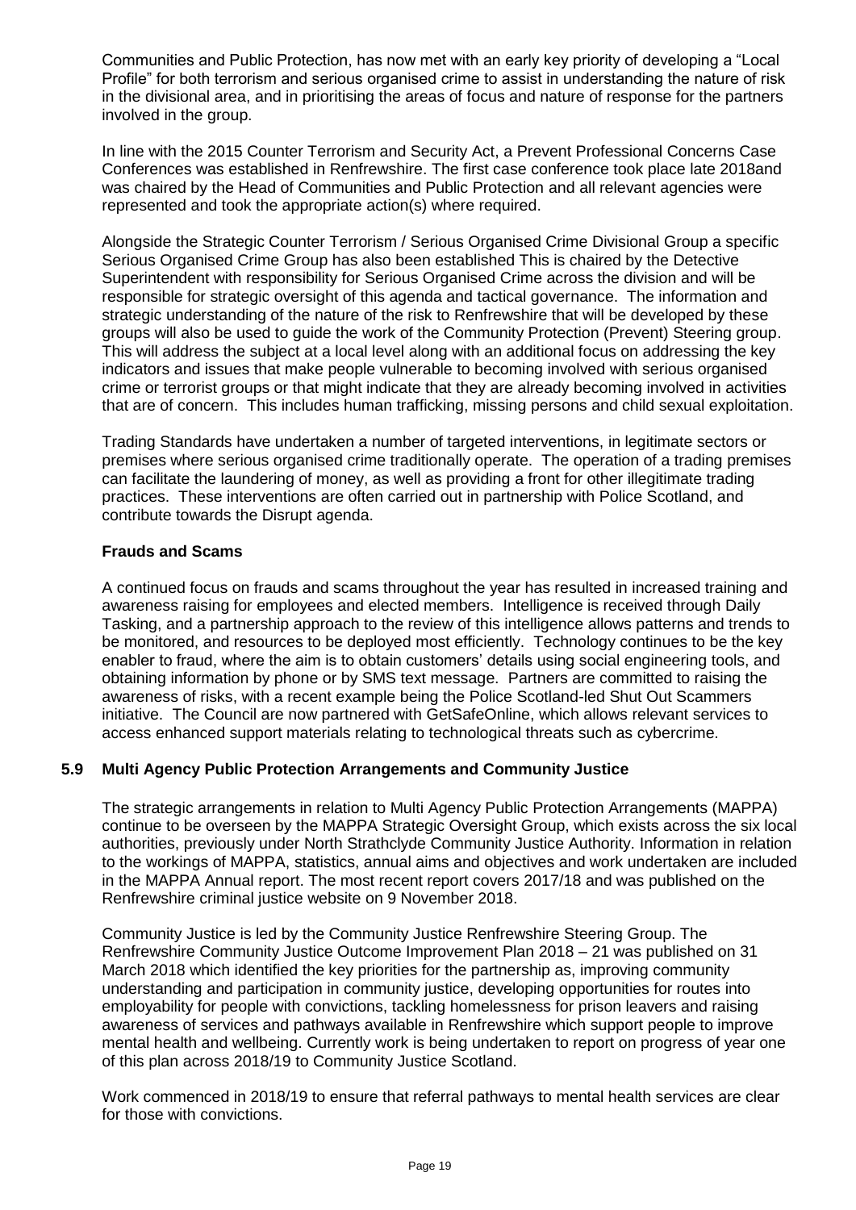Communities and Public Protection, has now met with an early key priority of developing a "Local Profile" for both terrorism and serious organised crime to assist in understanding the nature of risk in the divisional area, and in prioritising the areas of focus and nature of response for the partners involved in the group.

In line with the 2015 Counter Terrorism and Security Act, a Prevent Professional Concerns Case Conferences was established in Renfrewshire. The first case conference took place late 2018and was chaired by the Head of Communities and Public Protection and all relevant agencies were represented and took the appropriate action(s) where required.

Alongside the Strategic Counter Terrorism / Serious Organised Crime Divisional Group a specific Serious Organised Crime Group has also been established This is chaired by the Detective Superintendent with responsibility for Serious Organised Crime across the division and will be responsible for strategic oversight of this agenda and tactical governance. The information and strategic understanding of the nature of the risk to Renfrewshire that will be developed by these groups will also be used to guide the work of the Community Protection (Prevent) Steering group. This will address the subject at a local level along with an additional focus on addressing the key indicators and issues that make people vulnerable to becoming involved with serious organised crime or terrorist groups or that might indicate that they are already becoming involved in activities that are of concern. This includes human trafficking, missing persons and child sexual exploitation.

Trading Standards have undertaken a number of targeted interventions, in legitimate sectors or premises where serious organised crime traditionally operate. The operation of a trading premises can facilitate the laundering of money, as well as providing a front for other illegitimate trading practices. These interventions are often carried out in partnership with Police Scotland, and contribute towards the Disrupt agenda.

**Frauds and Scams**

A continued focus on frauds and scams throughout the year has resulted in increased training and awareness raising for employees and elected members. Intelligence is received through Daily Tasking, and a partnership approach to the review of this intelligence allows patterns and trends to be monitored, and resources to be deployed most efficiently. Technology continues to be the key enabler to fraud, where the aim is to obtain customers' details using social engineering tools, and obtaining information by phone or by SMS text message. Partners are committed to raising the awareness of risks, with a recent example being the Police Scotland-led Shut Out Scammers initiative. The Council are now partnered with GetSafeOnline, which allows relevant services to access enhanced support materials relating to technological threats such as cybercrime.

### 5.9 Multi Agency Public Protection Arrangements and Community Justice

The strategic arrangements in relation to Multi Agency Public Protection Arrangements (MAPPA) continue to be overseen by the MAPPA Strategic Oversight Group, which exists across the six local authorities, previously under North Strathclyde Community Justice Authority. Information in relation to the workings of MAPPA, statistics, annual aims and objectives and work undertaken are included in the MAPPA Annual report. The most recent report covers 2017/18 and was published on the Renfrewshire criminal justice website on 9 November 2018.

Community Justice is led by the Community Justice Renfrewshire Steering Group. The Renfrewshire Community Justice Outcome Improvement Plan 2018 – 21 was published on 31 March 2018 which identified the key priorities for the partnership as, improving community understanding and participation in community justice, developing opportunities for routes into employability for people with convictions, tackling homelessness for prison leavers and raising awareness of services and pathways available in Renfrewshire which support people to improve mental health and wellbeing. Currently work is being undertaken to report on progress of year one of this plan across 2018/19 to Community Justice Scotland.

Work commenced in 2018/19 to ensure that referral pathways to mental health services are clear for those with convictions.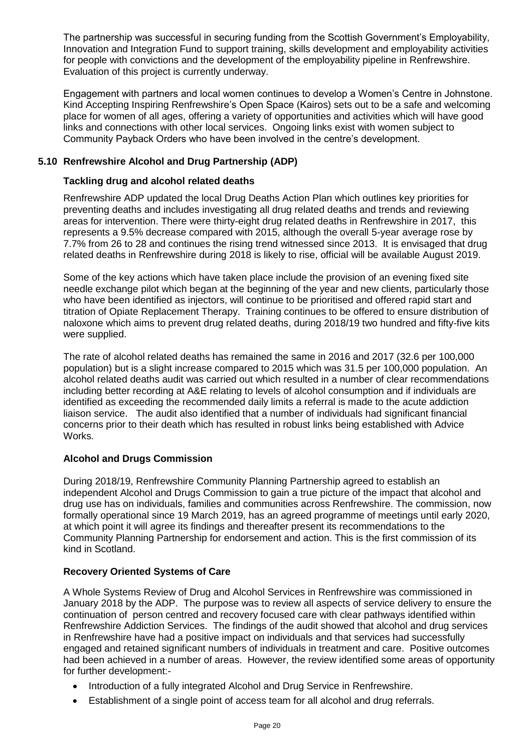The partnership was successful in securing funding from the Scottish Government's Employability, Innovation and Integration Fund to support training, skills development and employability activities for people with convictions and the development of the employability pipeline in Renfrewshire. Evaluation of this project is currently underway.

Engagement with partners and local women continues to develop a Women's Centre in Johnstone. Kind Accepting Inspiring Renfrewshire's Open Space (Kairos) sets out to be a safe and welcoming place for women of all ages, offering a variety of opportunities and activities which will have good links and connections with other local services. Ongoing links exist with women subject to Community Payback Orders who have been involved in the centre's development.

### 5.10 Renfrewshire Alcohol and Drug Partnership (ADP)

**Tackling drug and alcohol related deaths**

Renfrewshire ADP updated the local Drug Deaths Action Plan which outlines key priorities for preventing deaths and includes investigating all drug related deaths and trends and reviewing areas for intervention. There were thirty-eight drug related deaths in Renfrewshire in 2017, this represents a 9.5% decrease compared with 2015, although the overall 5-year average rose by 7.7% from 26 to 28 and continues the rising trend witnessed since 2013. It is envisaged that drug related deaths in Renfrewshire during 2018 is likely to rise, official will be available August 2019.

Some of the key actions which have taken place include the provision of an evening fixed site needle exchange pilot which began at the beginning of the year and new clients, particularly those who have been identified as injectors, will continue to be prioritised and offered rapid start and titration of Opiate Replacement Therapy. Training continues to be offered to ensure distribution of naloxone which aims to prevent drug related deaths, during 2018/19 two hundred and fifty-five kits were supplied.

The rate of alcohol related deaths has remained the same in 2016 and 2017 (32.6 per 100,000 population) but is a slight increase compared to 2015 which was 31.5 per 100,000 population. An alcohol related deaths audit was carried out which resulted in a number of clear recommendations including better recording at A&E relating to levels of alcohol consumption and if individuals are identified as exceeding the recommended daily limits a referral is made to the acute addiction liaison service. The audit also identified that a number of individuals had significant financial concerns prior to their death which has resulted in robust links being established with Advice Works.

**Alcohol and Drugs Commission**

During 2018/19, Renfrewshire Community Planning Partnership agreed to establish an independent Alcohol and Drugs Commission to gain a true picture of the impact that alcohol and drug use has on individuals, families and communities across Renfrewshire. The commission, now formally operational since 19 March 2019, has an agreed programme of meetings until early 2020, at which point it will agree its findings and thereafter present its recommendations to the Community Planning Partnership for endorsement and action. This is the first commission of its kind in Scotland.

**Recovery Oriented Systems of Care**

A Whole Systems Review of Drug and Alcohol Services in Renfrewshire was commissioned in January 2018 by the ADP. The purpose was to review all aspects of service delivery to ensure the continuation of person centred and recovery focused care with clear pathways identified within Renfrewshire Addiction Services. The findings of the audit showed that alcohol and drug services in Renfrewshire have had a positive impact on individuals and that services had successfully engaged and retained significant numbers of individuals in treatment and care. Positive outcomes had been achieved in a number of areas. However, the review identified some areas of opportunity for further development:-

- Introduction of a fully integrated Alcohol and Drug Service in Renfrewshire.
- Establishment of a single point of access team for all alcohol and drug referrals.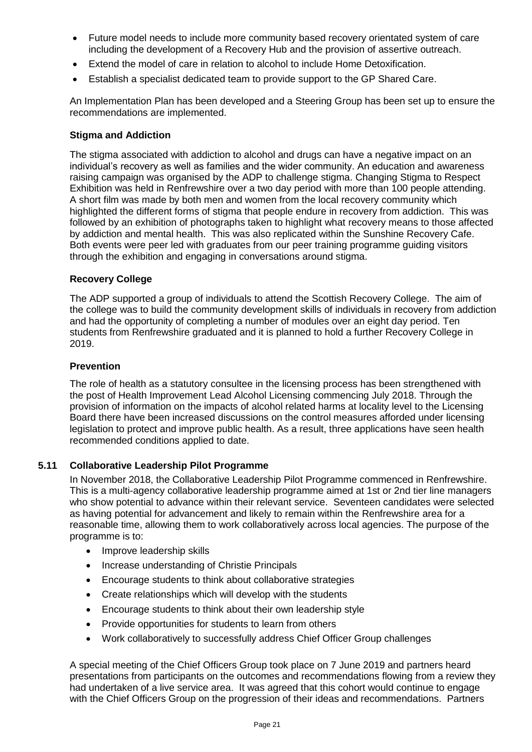- Future model needs to include more community based recovery orientated system of care including the development of a Recovery Hub and the provision of assertive outreach.
- Extend the model of care in relation to alcohol to include Home Detoxification.
- Establish a specialist dedicated team to provide support to the GP Shared Care.

An Implementation Plan has been developed and a Steering Group has been set up to ensure the recommendations are implemented.

**Stigma and Addiction**

The stigma associated with addiction to alcohol and drugs can have a negative impact on an individual's recovery as well as families and the wider community. An education and awareness raising campaign was organised by the ADP to challenge stigma. Changing Stigma to Respect Exhibition was held in Renfrewshire over a two day period with more than 100 people attending. A short film was made by both men and women from the local recovery community which highlighted the different forms of stigma that people endure in recovery from addiction. This was followed by an exhibition of photographs taken to highlight what recovery means to those affected by addiction and mental health. This was also replicated within the Sunshine Recovery Cafe. Both events were peer led with graduates from our peer training programme guiding visitors through the exhibition and engaging in conversations around stigma.

**Recovery College**

The ADP supported a group of individuals to attend the Scottish Recovery College. The aim of the college was to build the community development skills of individuals in recovery from addiction and had the opportunity of completing a number of modules over an eight day period. Ten students from Renfrewshire graduated and it is planned to hold a further Recovery College in 2019.

**Prevention**

The role of health as a statutory consultee in the licensing process has been strengthened with the post of Health Improvement Lead Alcohol Licensing commencing July 2018. Through the provision of information on the impacts of alcohol related harms at locality level to the Licensing Board there have been increased discussions on the control measures afforded under licensing legislation to protect and improve public health. As a result, three applications have seen health recommended conditions applied to date.

### 5.11 Collaborative Leadership Pilot Programme

In November 2018, the Collaborative Leadership Pilot Programme commenced in Renfrewshire. This is a multi-agency collaborative leadership programme aimed at 1st or 2nd tier line managers who show potential to advance within their relevant service. Seventeen candidates were selected as having potential for advancement and likely to remain within the Renfrewshire area for a reasonable time, allowing them to work collaboratively across local agencies. The purpose of the programme is to:

- Improve leadership skills
- Increase understanding of Christie Principals
- Encourage students to think about collaborative strategies
- Create relationships which will develop with the students
- Encourage students to think about their own leadership style
- Provide opportunities for students to learn from others
- Work collaboratively to successfully address Chief Officer Group challenges

A special meeting of the Chief Officers Group took place on 7 June 2019 and partners heard presentations from participants on the outcomes and recommendations flowing from a review they had undertaken of a live service area. It was agreed that this cohort would continue to engage with the Chief Officers Group on the progression of their ideas and recommendations. Partners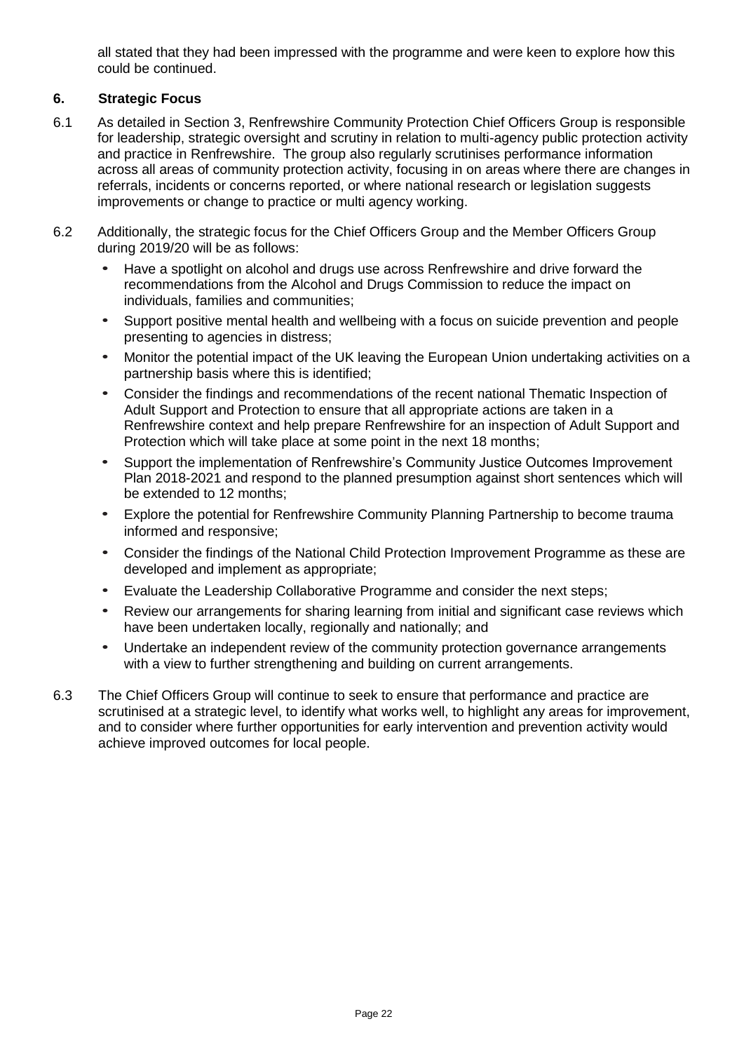all stated that they had been impressed with the programme and were keen to explore how this could be continued.

## 6. Strategic Focus

6.1 As detailed in Section 3, Renfrewshire Community Protection Chief Officers Group is responsible for leadership, strategic oversight and scrutiny in relation to multi-agency public protection activity and practice in Renfrewshire. The group also regularly scrutinises performance information across all areas of community protection activity, focusing in on areas where there are changes in referrals, incidents or concerns reported, or where national research or legislation suggests improvements or change to practice or multi agency working.

6.2 Additionally, the strategic focus for the Chief Officers Group and the Member Officers Group during 2019/20 will be as follows:

- Have a spotlight on alcohol and drugs use across Renfrewshire and drive forward the recommendations from the Alcohol and Drugs Commission to reduce the impact on individuals, families and communities;
- Support positive mental health and wellbeing with a focus on suicide prevention and people presenting to agencies in distress;
- Monitor the potential impact of the UK leaving the European Union undertaking activities on a partnership basis where this is identified;
- Consider the findings and recommendations of the recent national Thematic Inspection of Adult Support and Protection to ensure that all appropriate actions are taken in a Renfrewshire context and help prepare Renfrewshire for an inspection of Adult Support and Protection which will take place at some point in the next 18 months;
- Support the implementation of Renfrewshire's Community Justice Outcomes Improvement Plan 2018-2021 and respond to the planned presumption against short sentences which will be extended to 12 months;
- Explore the potential for Renfrewshire Community Planning Partnership to become trauma informed and responsive;
- Consider the findings of the National Child Protection Improvement Programme as these are developed and implement as appropriate;
- Evaluate the Leadership Collaborative Programme and consider the next steps;
- Review our arrangements for sharing learning from initial and significant case reviews which have been undertaken locally, regionally and nationally; and
- Undertake an independent review of the community protection governance arrangements with a view to further strengthening and building on current arrangements.

6.3 The Chief Officers Group will continue to seek to ensure that performance and practice are scrutinised at a strategic level, to identify what works well, to highlight any areas for improvement, and to consider where further opportunities for early intervention and prevention activity would achieve improved outcomes for local people.